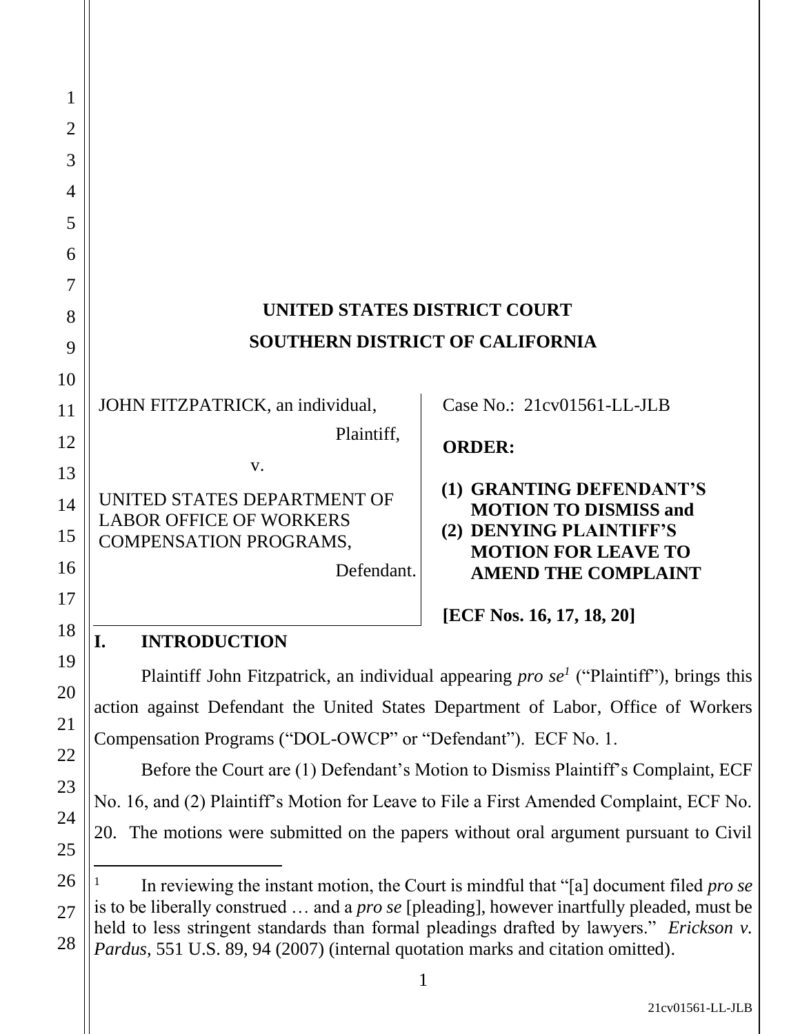# UNITED STATES DISTRICT COURT
# SOUTHERN DISTRICT OF CALIFORNIA

JOHN FITZPATRICK, an individual,

Plaintiff,

v.

UNITED STATES DEPARTMENT OF LABOR OFFICE OF WORKERS COMPENSATION PROGRAMS,

Defendant.

Case No.: 21cv01561-LL-JLB

**ORDER:**

**(1) GRANTING DEFENDANT'S MOTION TO DISMISS and**
**(2) DENYING PLAINTIFF'S MOTION FOR LEAVE TO AMEND THE COMPLAINT**

**[ECF Nos. 16, 17, 18, 20]**

## I. INTRODUCTION

Plaintiff John Fitzpatrick, an individual appearing *pro se*[1] ("Plaintiff"), brings this action against Defendant the United States Department of Labor, Office of Workers Compensation Programs ("DOL-OWCP" or "Defendant"). ECF No. 1.

Before the Court are (1) Defendant's Motion to Dismiss Plaintiff's Complaint, ECF No. 16, and (2) Plaintiff's Motion for Leave to File a First Amended Complaint, ECF No. 20. The motions were submitted on the papers without oral argument pursuant to Civil

---

[1] In reviewing the instant motion, the Court is mindful that "[a] document filed *pro se* is to be liberally construed … and a *pro se* [pleading], however inartfully pleaded, must be held to less stringent standards than formal pleadings drafted by lawyers." *Erickson v. Pardus*, 551 U.S. 89, 94 (2007) (internal quotation marks and citation omitted).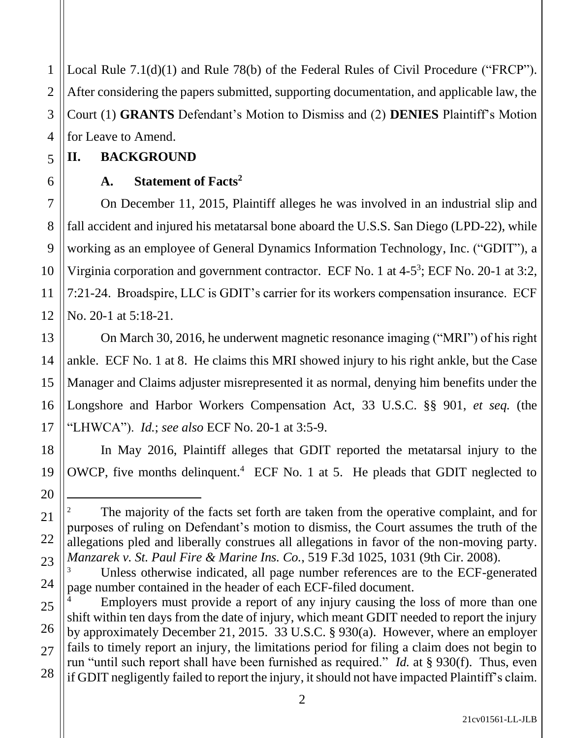Local Rule 7.1(d)(1) and Rule 78(b) of the Federal Rules of Civil Procedure ("FRCP"). After considering the papers submitted, supporting documentation, and applicable law, the Court (1) **GRANTS** Defendant's Motion to Dismiss and (2) **DENIES** Plaintiff's Motion for Leave to Amend.

## II. BACKGROUND

### A. Statement of Facts[2]

On December 11, 2015, Plaintiff alleges he was involved in an industrial slip and fall accident and injured his metatarsal bone aboard the U.S.S. San Diego (LPD-22), while working as an employee of General Dynamics Information Technology, Inc. ("GDIT"), a Virginia corporation and government contractor. ECF No. 1 at 4-5[3]; ECF No. 20-1 at 3:2, 7:21-24. Broadspire, LLC is GDIT's carrier for its workers compensation insurance. ECF No. 20-1 at 5:18-21.

On March 30, 2016, he underwent magnetic resonance imaging ("MRI") of his right ankle. ECF No. 1 at 8. He claims this MRI showed injury to his right ankle, but the Case Manager and Claims adjuster misrepresented it as normal, denying him benefits under the Longshore and Harbor Workers Compensation Act, 33 U.S.C. §§ 901, *et seq.* (the "LHWCA"). *Id.*; *see also* ECF No. 20-1 at 3:5-9.

In May 2016, Plaintiff alleges that GDIT reported the metatarsal injury to the OWCP, five months delinquent.[4] ECF No. 1 at 5. He pleads that GDIT neglected to

---

[2] The majority of the facts set forth are taken from the operative complaint, and for purposes of ruling on Defendant's motion to dismiss, the Court assumes the truth of the allegations pled and liberally construes all allegations in favor of the non-moving party. *Manzarek v. St. Paul Fire & Marine Ins. Co.*, 519 F.3d 1025, 1031 (9th Cir. 2008).

[3] Unless otherwise indicated, all page number references are to the ECF-generated page number contained in the header of each ECF-filed document.

[4] Employers must provide a report of any injury causing the loss of more than one shift within ten days from the date of injury, which meant GDIT needed to report the injury by approximately December 21, 2015. 33 U.S.C. § 930(a). However, where an employer fails to timely report an injury, the limitations period for filing a claim does not begin to run "until such report shall have been furnished as required." *Id.* at § 930(f). Thus, even if GDIT negligently failed to report the injury, it should not have impacted Plaintiff's claim.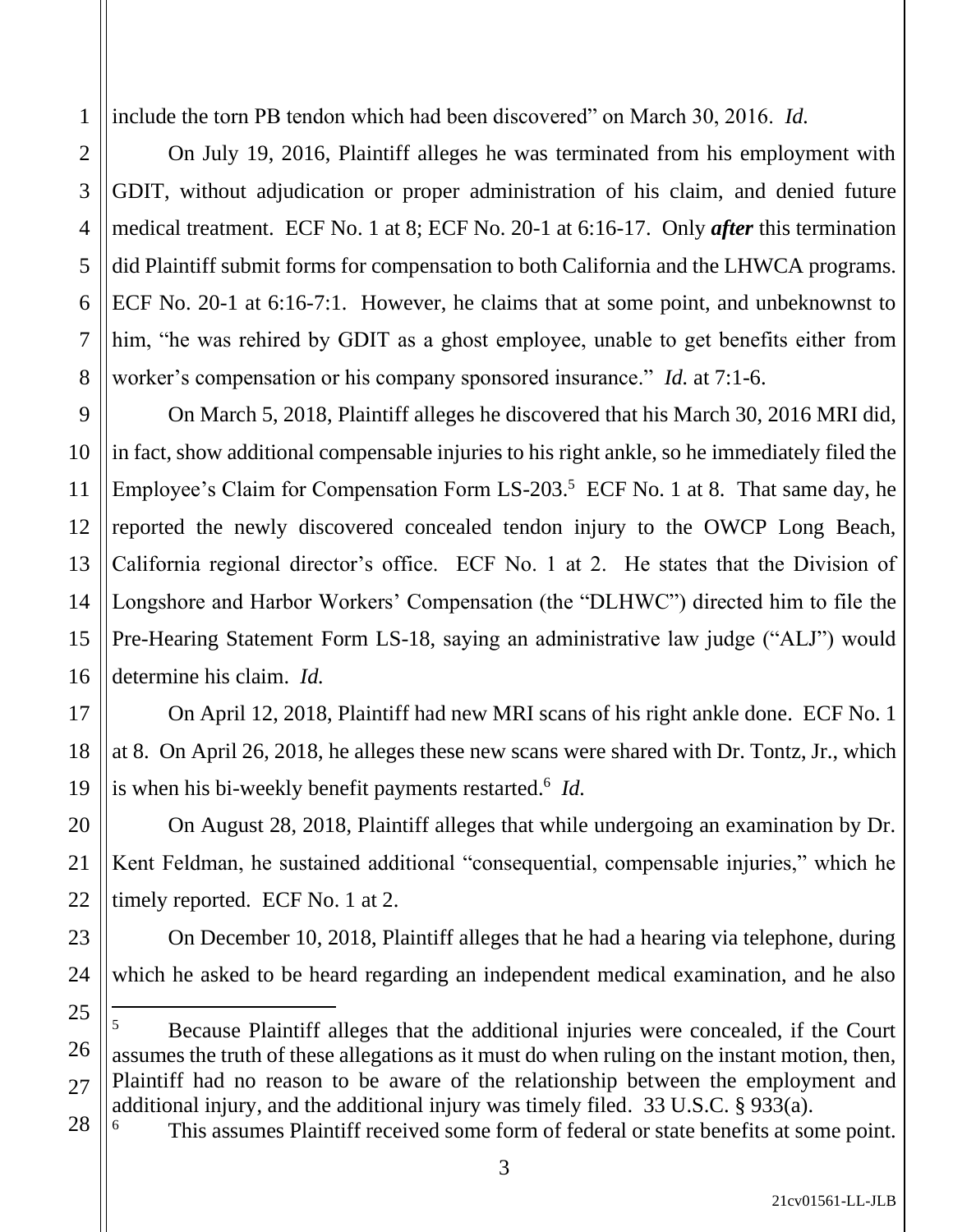include the torn PB tendon which had been discovered" on March 30, 2016. *Id.*

On July 19, 2016, Plaintiff alleges he was terminated from his employment with GDIT, without adjudication or proper administration of his claim, and denied future medical treatment. ECF No. 1 at 8; ECF No. 20-1 at 6:16-17. Only ***after*** this termination did Plaintiff submit forms for compensation to both California and the LHWCA programs. ECF No. 20-1 at 6:16-7:1. However, he claims that at some point, and unbeknownst to him, "he was rehired by GDIT as a ghost employee, unable to get benefits either from worker's compensation or his company sponsored insurance." *Id.* at 7:1-6.

On March 5, 2018, Plaintiff alleges he discovered that his March 30, 2016 MRI did, in fact, show additional compensable injuries to his right ankle, so he immediately filed the Employee's Claim for Compensation Form LS-203.[5] ECF No. 1 at 8. That same day, he reported the newly discovered concealed tendon injury to the OWCP Long Beach, California regional director's office. ECF No. 1 at 2. He states that the Division of Longshore and Harbor Workers' Compensation (the "DLHWC") directed him to file the Pre-Hearing Statement Form LS-18, saying an administrative law judge ("ALJ") would determine his claim. *Id.*

On April 12, 2018, Plaintiff had new MRI scans of his right ankle done. ECF No. 1 at 8. On April 26, 2018, he alleges these new scans were shared with Dr. Tontz, Jr., which is when his bi-weekly benefit payments restarted.[6] *Id.*

On August 28, 2018, Plaintiff alleges that while undergoing an examination by Dr. Kent Feldman, he sustained additional "consequential, compensable injuries," which he timely reported. ECF No. 1 at 2.

On December 10, 2018, Plaintiff alleges that he had a hearing via telephone, during which he asked to be heard regarding an independent medical examination, and he also

---

[5] Because Plaintiff alleges that the additional injuries were concealed, if the Court assumes the truth of these allegations as it must do when ruling on the instant motion, then, Plaintiff had no reason to be aware of the relationship between the employment and additional injury, and the additional injury was timely filed. 33 U.S.C. § 933(a).

[6] This assumes Plaintiff received some form of federal or state benefits at some point.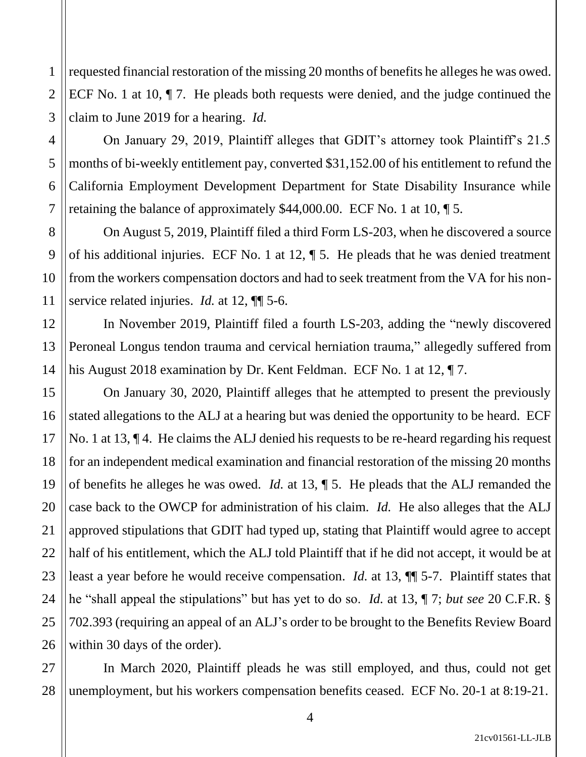requested financial restoration of the missing 20 months of benefits he alleges he was owed. ECF No. 1 at 10, ¶ 7. He pleads both requests were denied, and the judge continued the claim to June 2019 for a hearing. *Id.*

On January 29, 2019, Plaintiff alleges that GDIT's attorney took Plaintiff's 21.5 months of bi-weekly entitlement pay, converted $31,152.00 of his entitlement to refund the California Employment Development Department for State Disability Insurance while retaining the balance of approximately $44,000.00. ECF No. 1 at 10, ¶ 5.

On August 5, 2019, Plaintiff filed a third Form LS-203, when he discovered a source of his additional injuries. ECF No. 1 at 12, ¶ 5. He pleads that he was denied treatment from the workers compensation doctors and had to seek treatment from the VA for his non-service related injuries. *Id.* at 12, ¶¶ 5-6.

In November 2019, Plaintiff filed a fourth LS-203, adding the "newly discovered Peroneal Longus tendon trauma and cervical herniation trauma," allegedly suffered from his August 2018 examination by Dr. Kent Feldman. ECF No. 1 at 12, ¶ 7.

On January 30, 2020, Plaintiff alleges that he attempted to present the previously stated allegations to the ALJ at a hearing but was denied the opportunity to be heard. ECF No. 1 at 13, ¶ 4. He claims the ALJ denied his requests to be re-heard regarding his request for an independent medical examination and financial restoration of the missing 20 months of benefits he alleges he was owed. *Id.* at 13, ¶ 5. He pleads that the ALJ remanded the case back to the OWCP for administration of his claim. *Id.* He also alleges that the ALJ approved stipulations that GDIT had typed up, stating that Plaintiff would agree to accept half of his entitlement, which the ALJ told Plaintiff that if he did not accept, it would be at least a year before he would receive compensation. *Id.* at 13, ¶¶ 5-7. Plaintiff states that he "shall appeal the stipulations" but has yet to do so. *Id.* at 13, ¶ 7; *but see* 20 C.F.R. § 702.393 (requiring an appeal of an ALJ's order to be brought to the Benefits Review Board within 30 days of the order).

In March 2020, Plaintiff pleads he was still employed, and thus, could not get unemployment, but his workers compensation benefits ceased. ECF No. 20-1 at 8:19-21.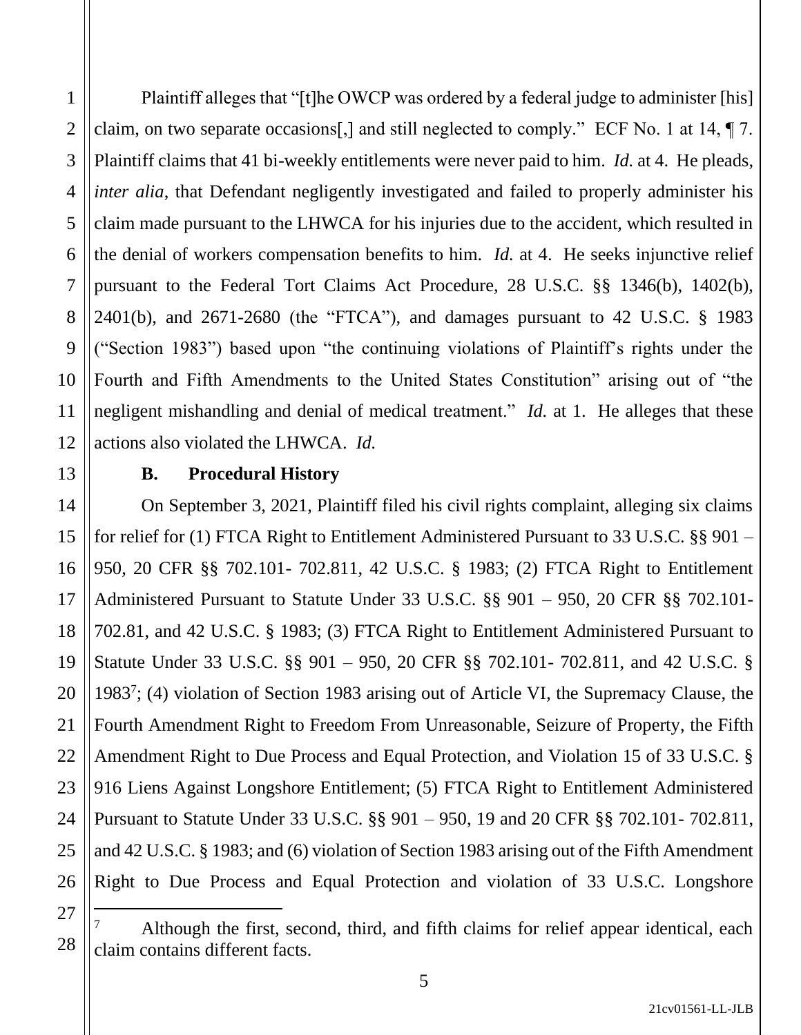Plaintiff alleges that "[t]he OWCP was ordered by a federal judge to administer [his] claim, on two separate occasions[,] and still neglected to comply." ECF No. 1 at 14, ¶ 7. Plaintiff claims that 41 bi-weekly entitlements were never paid to him. *Id.* at 4. He pleads, *inter alia*, that Defendant negligently investigated and failed to properly administer his claim made pursuant to the LHWCA for his injuries due to the accident, which resulted in the denial of workers compensation benefits to him. *Id.* at 4. He seeks injunctive relief pursuant to the Federal Tort Claims Act Procedure, 28 U.S.C. §§ 1346(b), 1402(b), 2401(b), and 2671-2680 (the "FTCA"), and damages pursuant to 42 U.S.C. § 1983 ("Section 1983") based upon "the continuing violations of Plaintiff's rights under the Fourth and Fifth Amendments to the United States Constitution" arising out of "the negligent mishandling and denial of medical treatment." *Id.* at 1. He alleges that these actions also violated the LHWCA. *Id.*

**B. Procedural History**

On September 3, 2021, Plaintiff filed his civil rights complaint, alleging six claims for relief for (1) FTCA Right to Entitlement Administered Pursuant to 33 U.S.C. §§ 901 – 950, 20 CFR §§ 702.101- 702.811, 42 U.S.C. § 1983; (2) FTCA Right to Entitlement Administered Pursuant to Statute Under 33 U.S.C. §§ 901 – 950, 20 CFR §§ 702.101-702.81, and 42 U.S.C. § 1983; (3) FTCA Right to Entitlement Administered Pursuant to Statute Under 33 U.S.C. §§ 901 – 950, 20 CFR §§ 702.101- 702.811, and 42 U.S.C. § 1983[7]; (4) violation of Section 1983 arising out of Article VI, the Supremacy Clause, the Fourth Amendment Right to Freedom From Unreasonable, Seizure of Property, the Fifth Amendment Right to Due Process and Equal Protection, and Violation 15 of 33 U.S.C. § 916 Liens Against Longshore Entitlement; (5) FTCA Right to Entitlement Administered Pursuant to Statute Under 33 U.S.C. §§ 901 – 950, 19 and 20 CFR §§ 702.101- 702.811, and 42 U.S.C. § 1983; and (6) violation of Section 1983 arising out of the Fifth Amendment Right to Due Process and Equal Protection and violation of 33 U.S.C. Longshore

[7] Although the first, second, third, and fifth claims for relief appear identical, each claim contains different facts.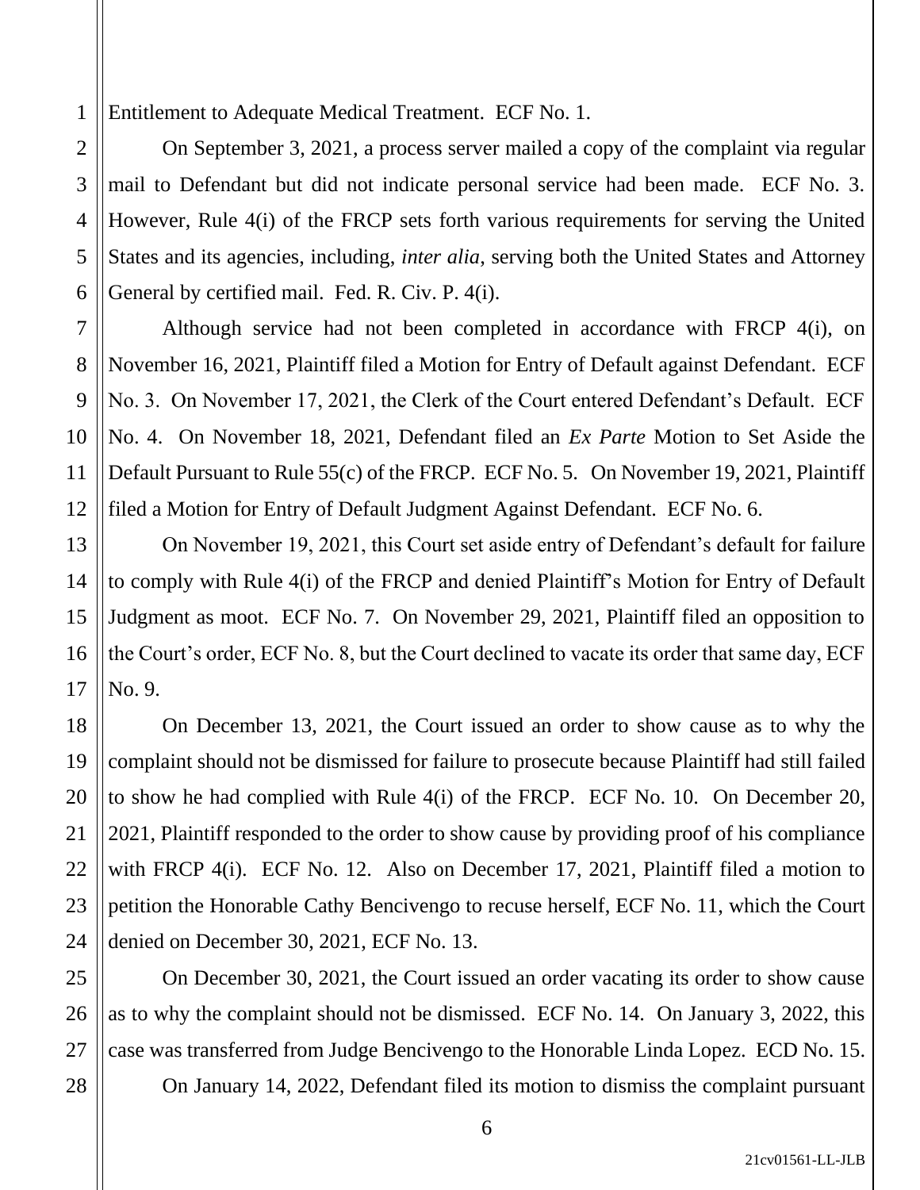Entitlement to Adequate Medical Treatment. ECF No. 1.

On September 3, 2021, a process server mailed a copy of the complaint via regular mail to Defendant but did not indicate personal service had been made. ECF No. 3. However, Rule 4(i) of the FRCP sets forth various requirements for serving the United States and its agencies, including, *inter alia,* serving both the United States and Attorney General by certified mail. Fed. R. Civ. P. 4(i).

Although service had not been completed in accordance with FRCP 4(i), on November 16, 2021, Plaintiff filed a Motion for Entry of Default against Defendant. ECF No. 3. On November 17, 2021, the Clerk of the Court entered Defendant's Default. ECF No. 4. On November 18, 2021, Defendant filed an *Ex Parte* Motion to Set Aside the Default Pursuant to Rule 55(c) of the FRCP. ECF No. 5. On November 19, 2021, Plaintiff filed a Motion for Entry of Default Judgment Against Defendant. ECF No. 6.

On November 19, 2021, this Court set aside entry of Defendant's default for failure to comply with Rule 4(i) of the FRCP and denied Plaintiff's Motion for Entry of Default Judgment as moot. ECF No. 7. On November 29, 2021, Plaintiff filed an opposition to the Court's order, ECF No. 8, but the Court declined to vacate its order that same day, ECF No. 9.

On December 13, 2021, the Court issued an order to show cause as to why the complaint should not be dismissed for failure to prosecute because Plaintiff had still failed to show he had complied with Rule 4(i) of the FRCP. ECF No. 10. On December 20, 2021, Plaintiff responded to the order to show cause by providing proof of his compliance with FRCP 4(i). ECF No. 12. Also on December 17, 2021, Plaintiff filed a motion to petition the Honorable Cathy Bencivengo to recuse herself, ECF No. 11, which the Court denied on December 30, 2021, ECF No. 13.

On December 30, 2021, the Court issued an order vacating its order to show cause as to why the complaint should not be dismissed. ECF No. 14. On January 3, 2022, this case was transferred from Judge Bencivengo to the Honorable Linda Lopez. ECD No. 15.

On January 14, 2022, Defendant filed its motion to dismiss the complaint pursuant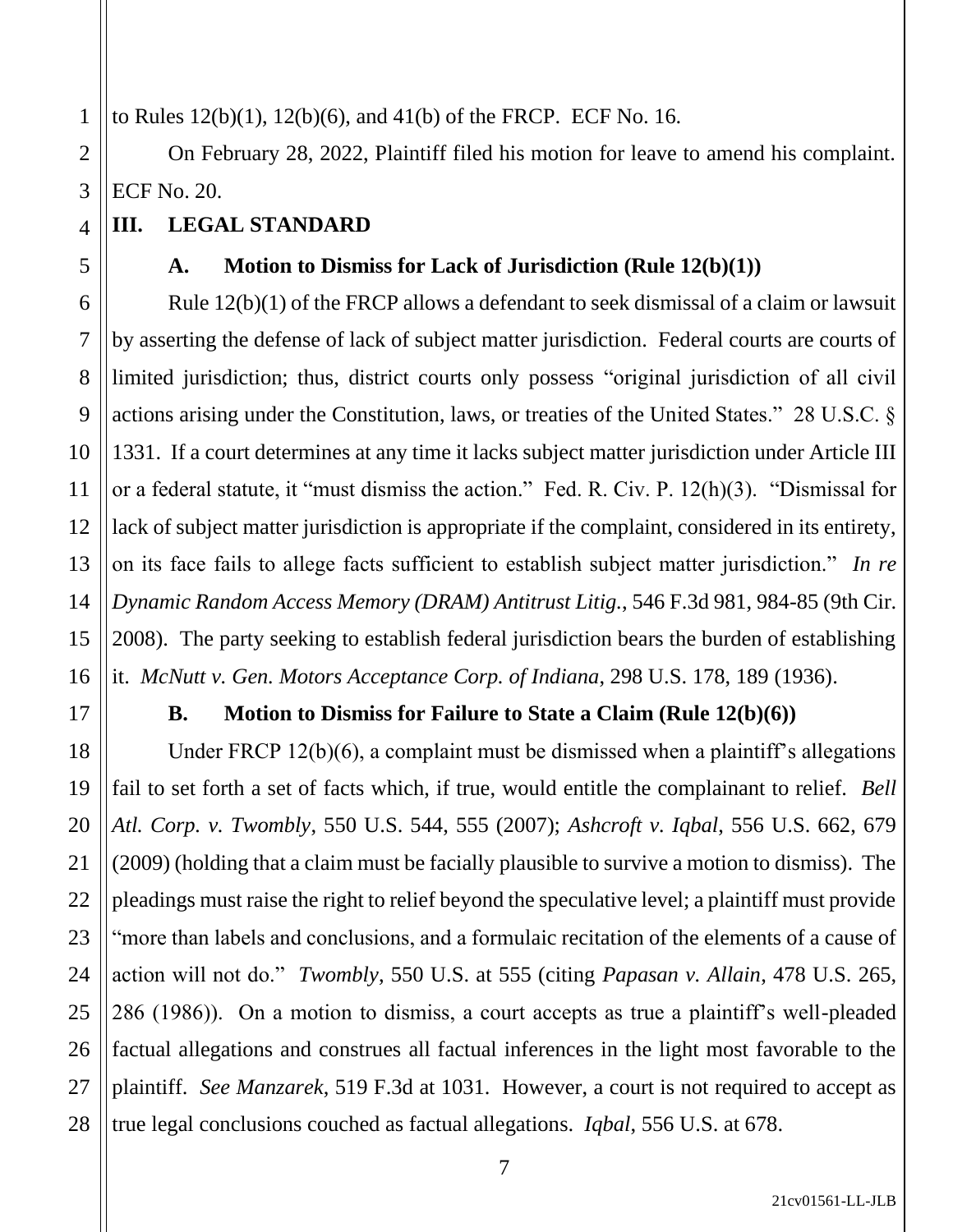to Rules 12(b)(1), 12(b)(6), and 41(b) of the FRCP. ECF No. 16.

On February 28, 2022, Plaintiff filed his motion for leave to amend his complaint. ECF No. 20.

## III. LEGAL STANDARD

### A. Motion to Dismiss for Lack of Jurisdiction (Rule 12(b)(1))

Rule 12(b)(1) of the FRCP allows a defendant to seek dismissal of a claim or lawsuit by asserting the defense of lack of subject matter jurisdiction. Federal courts are courts of limited jurisdiction; thus, district courts only possess "original jurisdiction of all civil actions arising under the Constitution, laws, or treaties of the United States." 28 U.S.C. § 1331. If a court determines at any time it lacks subject matter jurisdiction under Article III or a federal statute, it "must dismiss the action." Fed. R. Civ. P. 12(h)(3). "Dismissal for lack of subject matter jurisdiction is appropriate if the complaint, considered in its entirety, on its face fails to allege facts sufficient to establish subject matter jurisdiction." *In re Dynamic Random Access Memory (DRAM) Antitrust Litig.*, 546 F.3d 981, 984-85 (9th Cir. 2008). The party seeking to establish federal jurisdiction bears the burden of establishing it. *McNutt v. Gen. Motors Acceptance Corp. of Indiana*, 298 U.S. 178, 189 (1936).

### B. Motion to Dismiss for Failure to State a Claim (Rule 12(b)(6))

Under FRCP 12(b)(6), a complaint must be dismissed when a plaintiff's allegations fail to set forth a set of facts which, if true, would entitle the complainant to relief. *Bell Atl. Corp. v. Twombly*, 550 U.S. 544, 555 (2007); *Ashcroft v. Iqbal*, 556 U.S. 662, 679 (2009) (holding that a claim must be facially plausible to survive a motion to dismiss). The pleadings must raise the right to relief beyond the speculative level; a plaintiff must provide "more than labels and conclusions, and a formulaic recitation of the elements of a cause of action will not do." *Twombly*, 550 U.S. at 555 (citing *Papasan v. Allain*, 478 U.S. 265, 286 (1986)). On a motion to dismiss, a court accepts as true a plaintiff's well-pleaded factual allegations and construes all factual inferences in the light most favorable to the plaintiff. *See Manzarek*, 519 F.3d at 1031. However, a court is not required to accept as true legal conclusions couched as factual allegations. *Iqbal*, 556 U.S. at 678.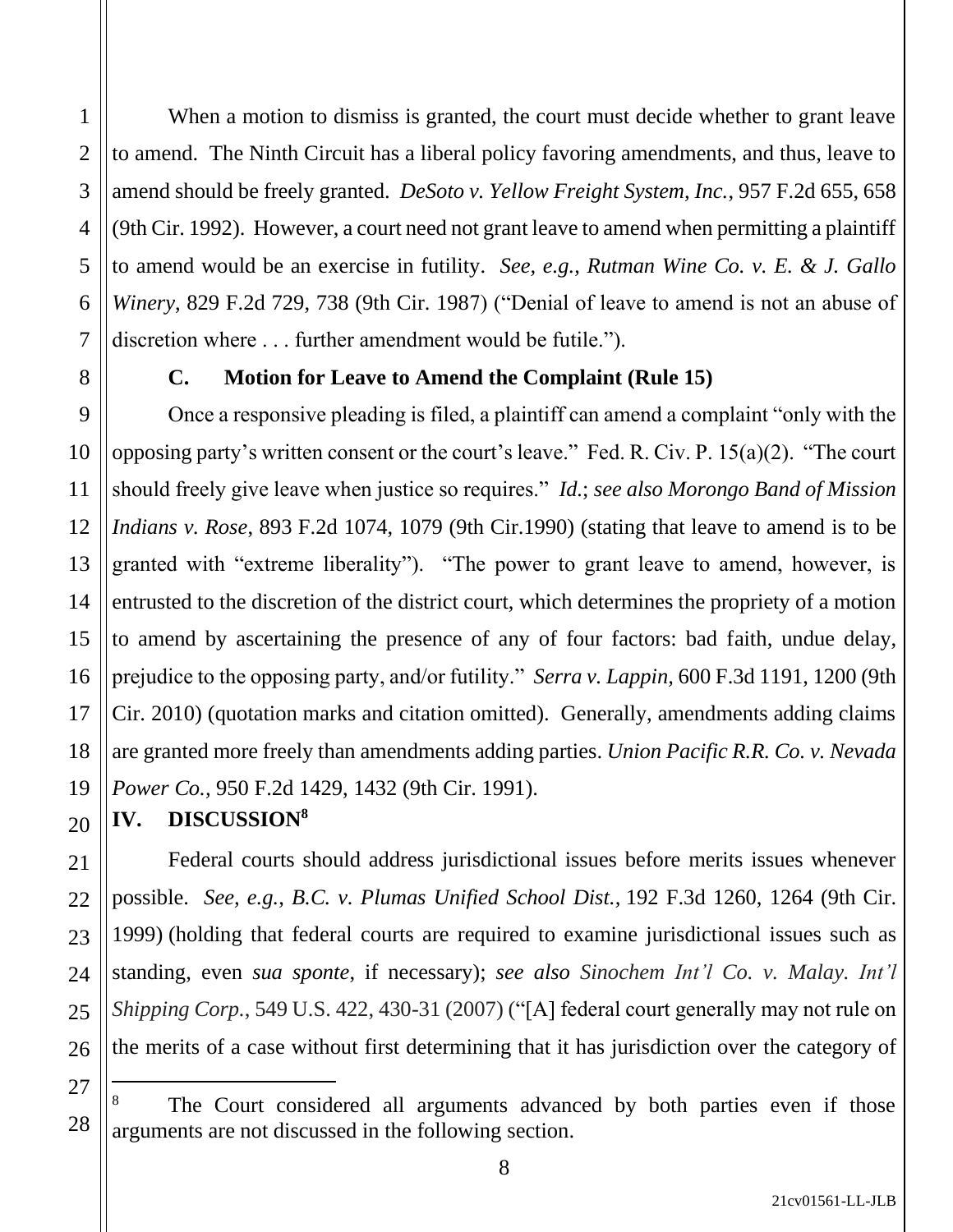When a motion to dismiss is granted, the court must decide whether to grant leave to amend. The Ninth Circuit has a liberal policy favoring amendments, and thus, leave to amend should be freely granted. *DeSoto v. Yellow Freight System, Inc.*, 957 F.2d 655, 658 (9th Cir. 1992). However, a court need not grant leave to amend when permitting a plaintiff to amend would be an exercise in futility. *See, e.g.*, *Rutman Wine Co. v. E. & J. Gallo Winery*, 829 F.2d 729, 738 (9th Cir. 1987) ("Denial of leave to amend is not an abuse of discretion where . . . further amendment would be futile.").

### C. Motion for Leave to Amend the Complaint (Rule 15)

Once a responsive pleading is filed, a plaintiff can amend a complaint "only with the opposing party's written consent or the court's leave." Fed. R. Civ. P. 15(a)(2). "The court should freely give leave when justice so requires." *Id.*; *see also Morongo Band of Mission Indians v. Rose*, 893 F.2d 1074, 1079 (9th Cir.1990) (stating that leave to amend is to be granted with "extreme liberality"). "The power to grant leave to amend, however, is entrusted to the discretion of the district court, which determines the propriety of a motion to amend by ascertaining the presence of any of four factors: bad faith, undue delay, prejudice to the opposing party, and/or futility." *Serra v. Lappin*, 600 F.3d 1191, 1200 (9th Cir. 2010) (quotation marks and citation omitted). Generally, amendments adding claims are granted more freely than amendments adding parties. *Union Pacific R.R. Co. v. Nevada Power Co.*, 950 F.2d 1429, 1432 (9th Cir. 1991).

## IV. DISCUSSION[8]

Federal courts should address jurisdictional issues before merits issues whenever possible. *See, e.g.*, *B.C. v. Plumas Unified School Dist.*, 192 F.3d 1260, 1264 (9th Cir. 1999) (holding that federal courts are required to examine jurisdictional issues such as standing, even *sua sponte*, if necessary); *see also Sinochem Int'l Co. v. Malay. Int'l Shipping Corp.*, 549 U.S. 422, 430-31 (2007) ("[A] federal court generally may not rule on the merits of a case without first determining that it has jurisdiction over the category of

---

[8] The Court considered all arguments advanced by both parties even if those arguments are not discussed in the following section.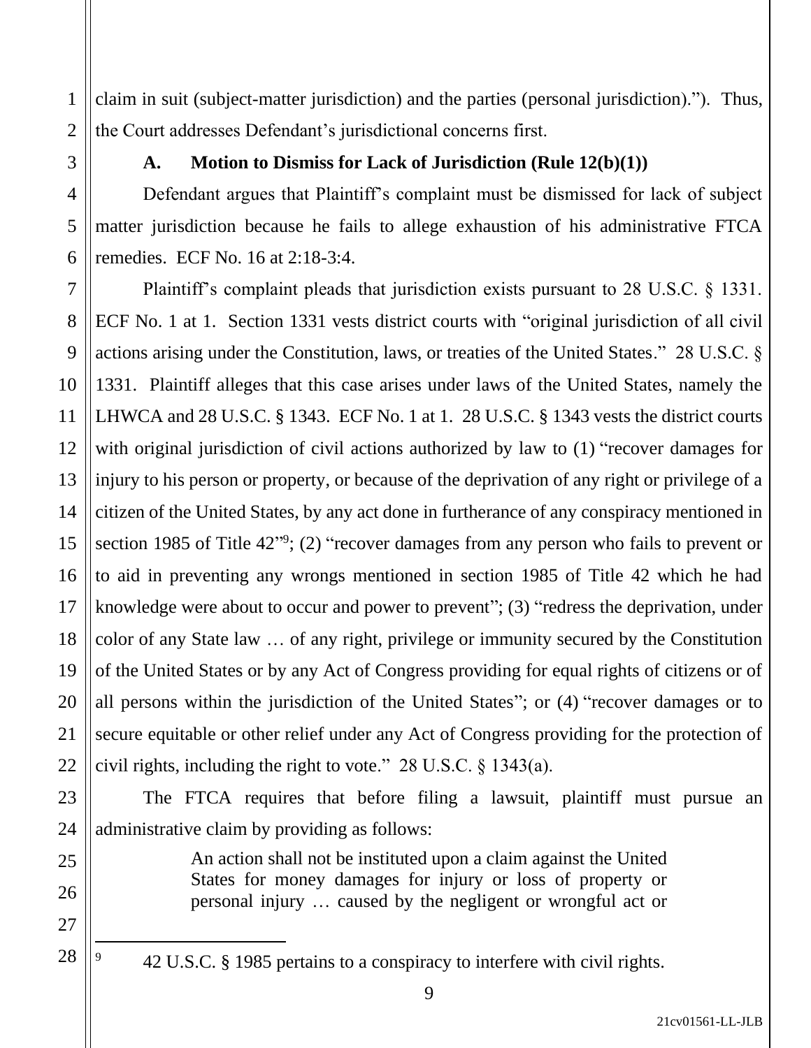claim in suit (subject-matter jurisdiction) and the parties (personal jurisdiction).”). Thus, the Court addresses Defendant’s jurisdictional concerns first.

### A. Motion to Dismiss for Lack of Jurisdiction (Rule 12(b)(1))

Defendant argues that Plaintiff’s complaint must be dismissed for lack of subject matter jurisdiction because he fails to allege exhaustion of his administrative FTCA remedies. ECF No. 16 at 2:18-3:4.

Plaintiff’s complaint pleads that jurisdiction exists pursuant to 28 U.S.C. § 1331. ECF No. 1 at 1. Section 1331 vests district courts with “original jurisdiction of all civil actions arising under the Constitution, laws, or treaties of the United States.” 28 U.S.C. § 1331. Plaintiff alleges that this case arises under laws of the United States, namely the LHWCA and 28 U.S.C. § 1343. ECF No. 1 at 1. 28 U.S.C. § 1343 vests the district courts with original jurisdiction of civil actions authorized by law to (1) “recover damages for injury to his person or property, or because of the deprivation of any right or privilege of a citizen of the United States, by any act done in furtherance of any conspiracy mentioned in section 1985 of Title 42”[9]; (2) “recover damages from any person who fails to prevent or to aid in preventing any wrongs mentioned in section 1985 of Title 42 which he had knowledge were about to occur and power to prevent”; (3) “redress the deprivation, under color of any State law … of any right, privilege or immunity secured by the Constitution of the United States or by any Act of Congress providing for equal rights of citizens or of all persons within the jurisdiction of the United States”; or (4) “recover damages or to secure equitable or other relief under any Act of Congress providing for the protection of civil rights, including the right to vote.” 28 U.S.C. § 1343(a).

The FTCA requires that before filing a lawsuit, plaintiff must pursue an administrative claim by providing as follows:

> An action shall not be instituted upon a claim against the United States for money damages for injury or loss of property or personal injury … caused by the negligent or wrongful act or

---

[9] 42 U.S.C. § 1985 pertains to a conspiracy to interfere with civil rights.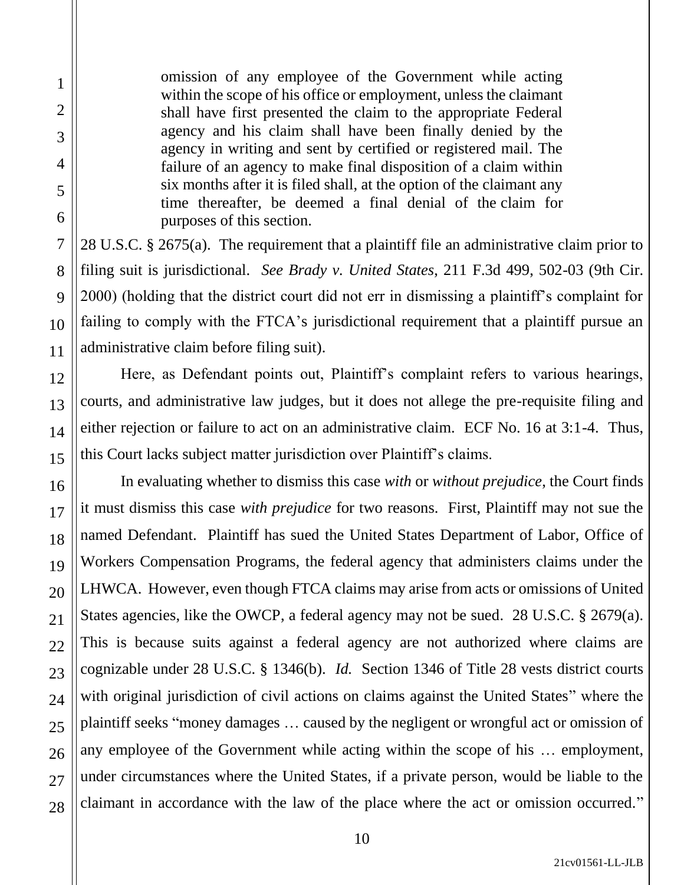> omission of any employee of the Government while acting within the scope of his office or employment, unless the claimant shall have first presented the claim to the appropriate Federal agency and his claim shall have been finally denied by the agency in writing and sent by certified or registered mail. The failure of an agency to make final disposition of a claim within six months after it is filed shall, at the option of the claimant any time thereafter, be deemed a final denial of the claim for purposes of this section.

28 U.S.C. § 2675(a). The requirement that a plaintiff file an administrative claim prior to filing suit is jurisdictional. *See Brady v. United States*, 211 F.3d 499, 502-03 (9th Cir. 2000) (holding that the district court did not err in dismissing a plaintiff's complaint for failing to comply with the FTCA's jurisdictional requirement that a plaintiff pursue an administrative claim before filing suit).

Here, as Defendant points out, Plaintiff's complaint refers to various hearings, courts, and administrative law judges, but it does not allege the pre-requisite filing and either rejection or failure to act on an administrative claim. ECF No. 16 at 3:1-4. Thus, this Court lacks subject matter jurisdiction over Plaintiff's claims.

In evaluating whether to dismiss this case *with* or *without prejudice*, the Court finds it must dismiss this case *with prejudice* for two reasons. First, Plaintiff may not sue the named Defendant. Plaintiff has sued the United States Department of Labor, Office of Workers Compensation Programs, the federal agency that administers claims under the LHWCA. However, even though FTCA claims may arise from acts or omissions of United States agencies, like the OWCP, a federal agency may not be sued. 28 U.S.C. § 2679(a). This is because suits against a federal agency are not authorized where claims are cognizable under 28 U.S.C. § 1346(b). *Id.* Section 1346 of Title 28 vests district courts with original jurisdiction of civil actions on claims against the United States" where the plaintiff seeks "money damages … caused by the negligent or wrongful act or omission of any employee of the Government while acting within the scope of his … employment, under circumstances where the United States, if a private person, would be liable to the claimant in accordance with the law of the place where the act or omission occurred."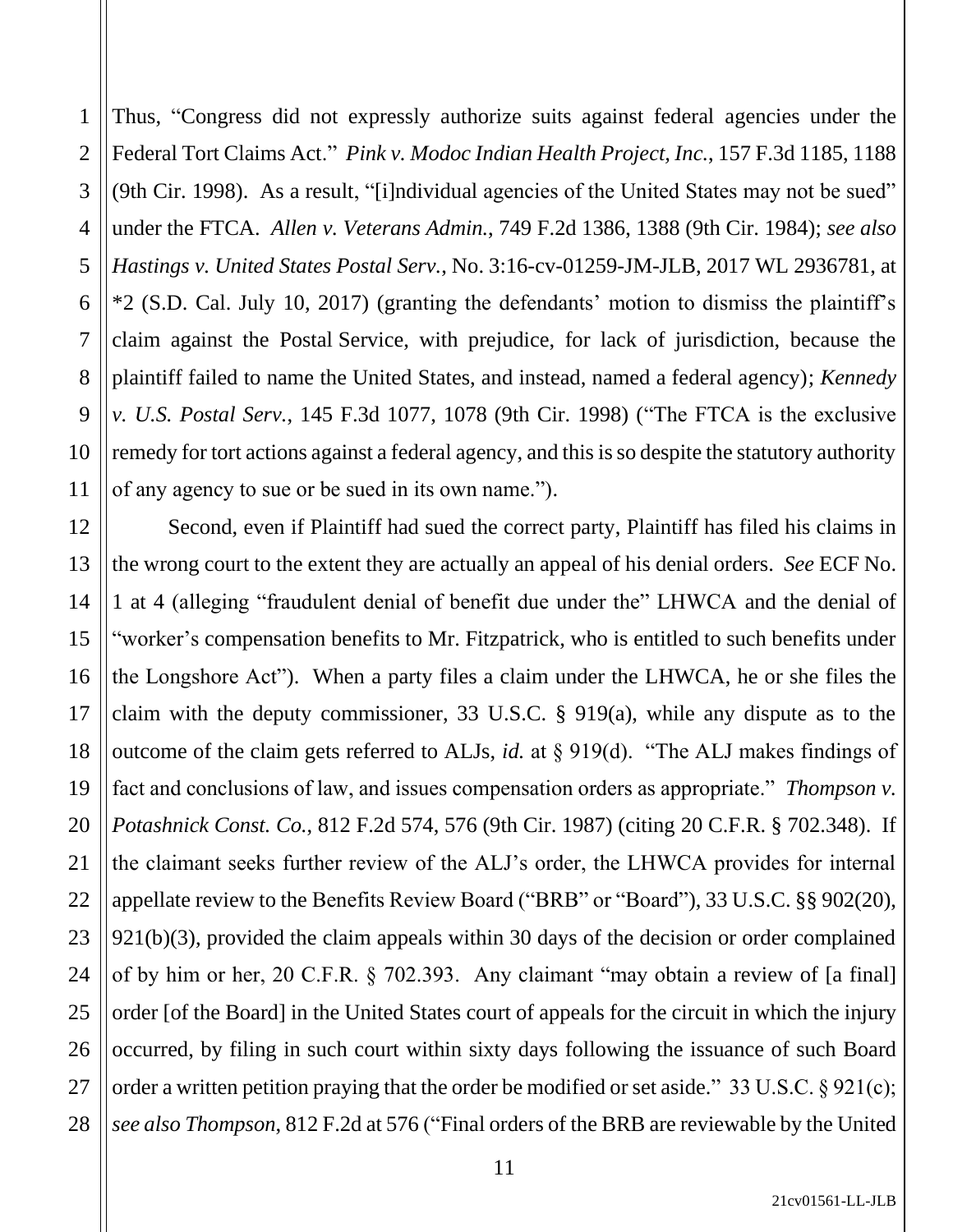Thus, "Congress did not expressly authorize suits against federal agencies under the Federal Tort Claims Act." *Pink v. Modoc Indian Health Project, Inc.*, 157 F.3d 1185, 1188 (9th Cir. 1998). As a result, "[i]ndividual agencies of the United States may not be sued" under the FTCA. *Allen v. Veterans Admin.*, 749 F.2d 1386, 1388 (9th Cir. 1984); *see also Hastings v. United States Postal Serv.*, No. 3:16-cv-01259-JM-JLB, 2017 WL 2936781, at *2 (S.D. Cal. July 10, 2017) (granting the defendants' motion to dismiss the plaintiff's claim against the Postal Service, with prejudice, for lack of jurisdiction, because the plaintiff failed to name the United States, and instead, named a federal agency); *Kennedy v. U.S. Postal Serv.*, 145 F.3d 1077, 1078 (9th Cir. 1998) ("The FTCA is the exclusive remedy for tort actions against a federal agency, and this is so despite the statutory authority of any agency to sue or be sued in its own name.").

Second, even if Plaintiff had sued the correct party, Plaintiff has filed his claims in the wrong court to the extent they are actually an appeal of his denial orders. *See* ECF No. 1 at 4 (alleging "fraudulent denial of benefit due under the" LHWCA and the denial of "worker's compensation benefits to Mr. Fitzpatrick, who is entitled to such benefits under the Longshore Act"). When a party files a claim under the LHWCA, he or she files the claim with the deputy commissioner, 33 U.S.C. § 919(a), while any dispute as to the outcome of the claim gets referred to ALJs, *id.* at § 919(d). "The ALJ makes findings of fact and conclusions of law, and issues compensation orders as appropriate." *Thompson v. Potashnick Const. Co.*, 812 F.2d 574, 576 (9th Cir. 1987) (citing 20 C.F.R. § 702.348). If the claimant seeks further review of the ALJ's order, the LHWCA provides for internal appellate review to the Benefits Review Board ("BRB" or "Board"), 33 U.S.C. §§ 902(20), 921(b)(3), provided the claim appeals within 30 days of the decision or order complained of by him or her, 20 C.F.R. § 702.393. Any claimant "may obtain a review of [a final] order [of the Board] in the United States court of appeals for the circuit in which the injury occurred, by filing in such court within sixty days following the issuance of such Board order a written petition praying that the order be modified or set aside." 33 U.S.C. § 921(c); *see also Thompson*, 812 F.2d at 576 ("Final orders of the BRB are reviewable by the United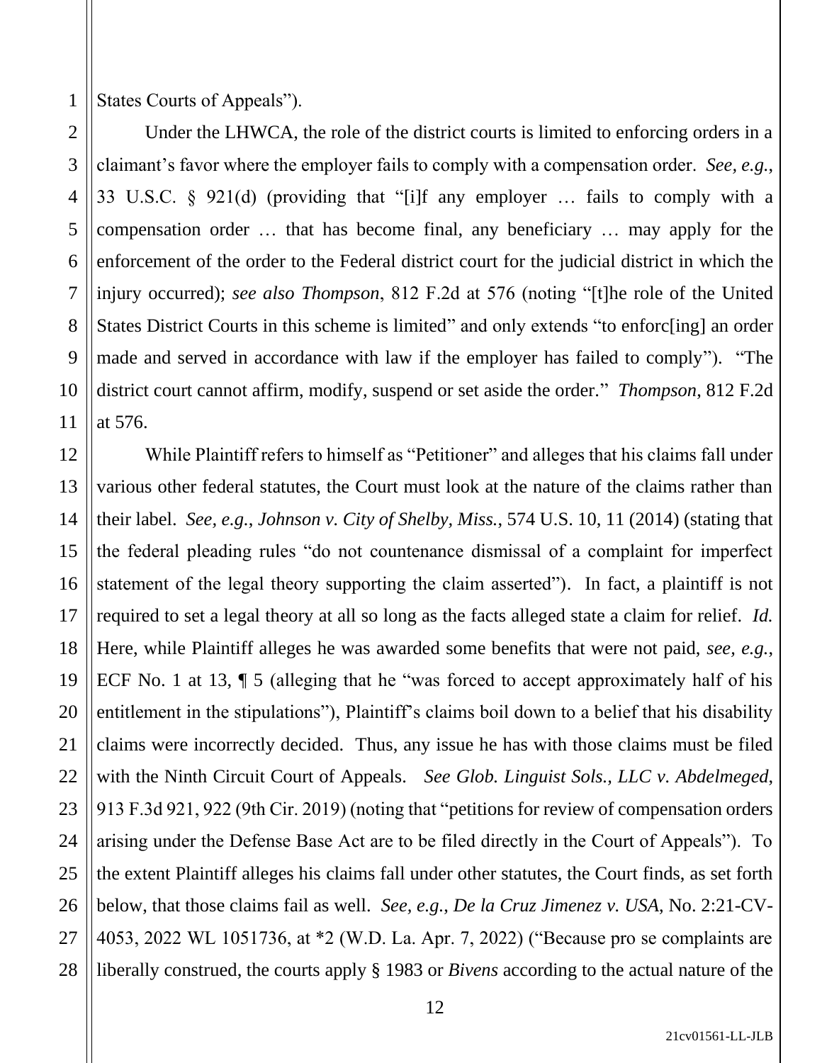States Courts of Appeals").

Under the LHWCA, the role of the district courts is limited to enforcing orders in a claimant's favor where the employer fails to comply with a compensation order. *See, e.g.*, 33 U.S.C. § 921(d) (providing that "[i]f any employer … fails to comply with a compensation order … that has become final, any beneficiary … may apply for the enforcement of the order to the Federal district court for the judicial district in which the injury occurred); *see also Thompson*, 812 F.2d at 576 (noting "[t]he role of the United States District Courts in this scheme is limited" and only extends "to enforc[ing] an order made and served in accordance with law if the employer has failed to comply"). "The district court cannot affirm, modify, suspend or set aside the order." *Thompson*, 812 F.2d at 576.

While Plaintiff refers to himself as "Petitioner" and alleges that his claims fall under various other federal statutes, the Court must look at the nature of the claims rather than their label. *See, e.g.*, *Johnson v. City of Shelby, Miss.*, 574 U.S. 10, 11 (2014) (stating that the federal pleading rules "do not countenance dismissal of a complaint for imperfect statement of the legal theory supporting the claim asserted"). In fact, a plaintiff is not required to set a legal theory at all so long as the facts alleged state a claim for relief. *Id.* Here, while Plaintiff alleges he was awarded some benefits that were not paid, *see, e.g.*, ECF No. 1 at 13, ¶ 5 (alleging that he "was forced to accept approximately half of his entitlement in the stipulations"), Plaintiff's claims boil down to a belief that his disability claims were incorrectly decided. Thus, any issue he has with those claims must be filed with the Ninth Circuit Court of Appeals. *See Glob. Linguist Sols., LLC v. Abdelmeged*, 913 F.3d 921, 922 (9th Cir. 2019) (noting that "petitions for review of compensation orders arising under the Defense Base Act are to be filed directly in the Court of Appeals"). To the extent Plaintiff alleges his claims fall under other statutes, the Court finds, as set forth below, that those claims fail as well. *See, e.g.*, *De la Cruz Jimenez v. USA*, No. 2:21-CV-4053, 2022 WL 1051736, at *2 (W.D. La. Apr. 7, 2022) ("Because pro se complaints are liberally construed, the courts apply § 1983 or *Bivens* according to the actual nature of the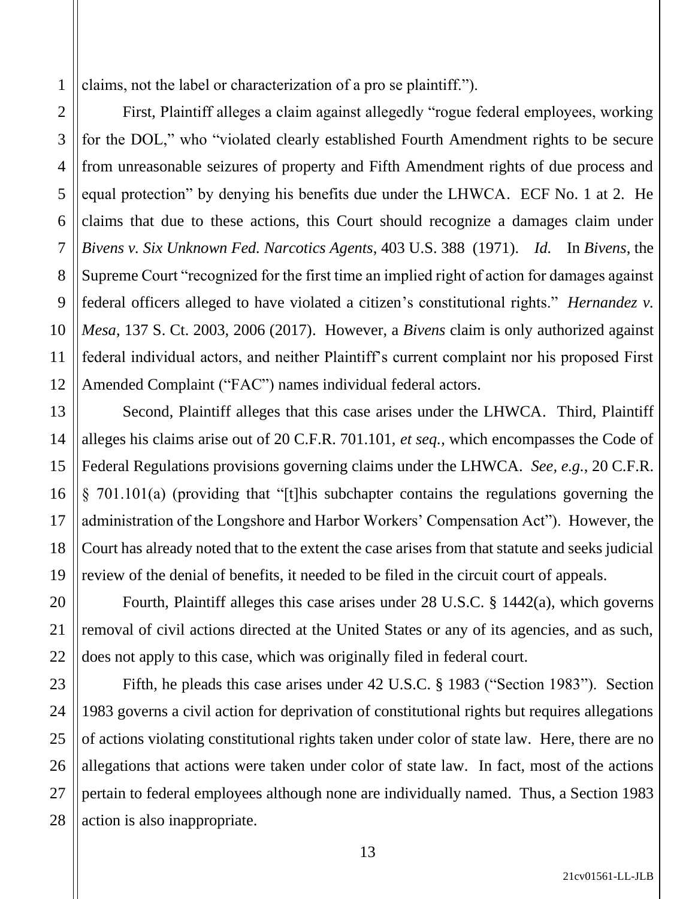claims, not the label or characterization of a pro se plaintiff.").

First, Plaintiff alleges a claim against allegedly "rogue federal employees, working for the DOL," who "violated clearly established Fourth Amendment rights to be secure from unreasonable seizures of property and Fifth Amendment rights of due process and equal protection" by denying his benefits due under the LHWCA. ECF No. 1 at 2. He claims that due to these actions, this Court should recognize a damages claim under *Bivens v. Six Unknown Fed. Narcotics Agents*, 403 U.S. 388 (1971). *Id.* In *Bivens*, the Supreme Court "recognized for the first time an implied right of action for damages against federal officers alleged to have violated a citizen's constitutional rights." *Hernandez v. Mesa*, 137 S. Ct. 2003, 2006 (2017). However, a *Bivens* claim is only authorized against federal individual actors, and neither Plaintiff's current complaint nor his proposed First Amended Complaint ("FAC") names individual federal actors.

Second, Plaintiff alleges that this case arises under the LHWCA. Third, Plaintiff alleges his claims arise out of 20 C.F.R. 701.101, *et seq.*, which encompasses the Code of Federal Regulations provisions governing claims under the LHWCA. *See, e.g.*, 20 C.F.R. § 701.101(a) (providing that "[t]his subchapter contains the regulations governing the administration of the Longshore and Harbor Workers' Compensation Act"). However, the Court has already noted that to the extent the case arises from that statute and seeks judicial review of the denial of benefits, it needed to be filed in the circuit court of appeals.

Fourth, Plaintiff alleges this case arises under 28 U.S.C. § 1442(a), which governs removal of civil actions directed at the United States or any of its agencies, and as such, does not apply to this case, which was originally filed in federal court.

Fifth, he pleads this case arises under 42 U.S.C. § 1983 ("Section 1983"). Section 1983 governs a civil action for deprivation of constitutional rights but requires allegations of actions violating constitutional rights taken under color of state law. Here, there are no allegations that actions were taken under color of state law. In fact, most of the actions pertain to federal employees although none are individually named. Thus, a Section 1983 action is also inappropriate.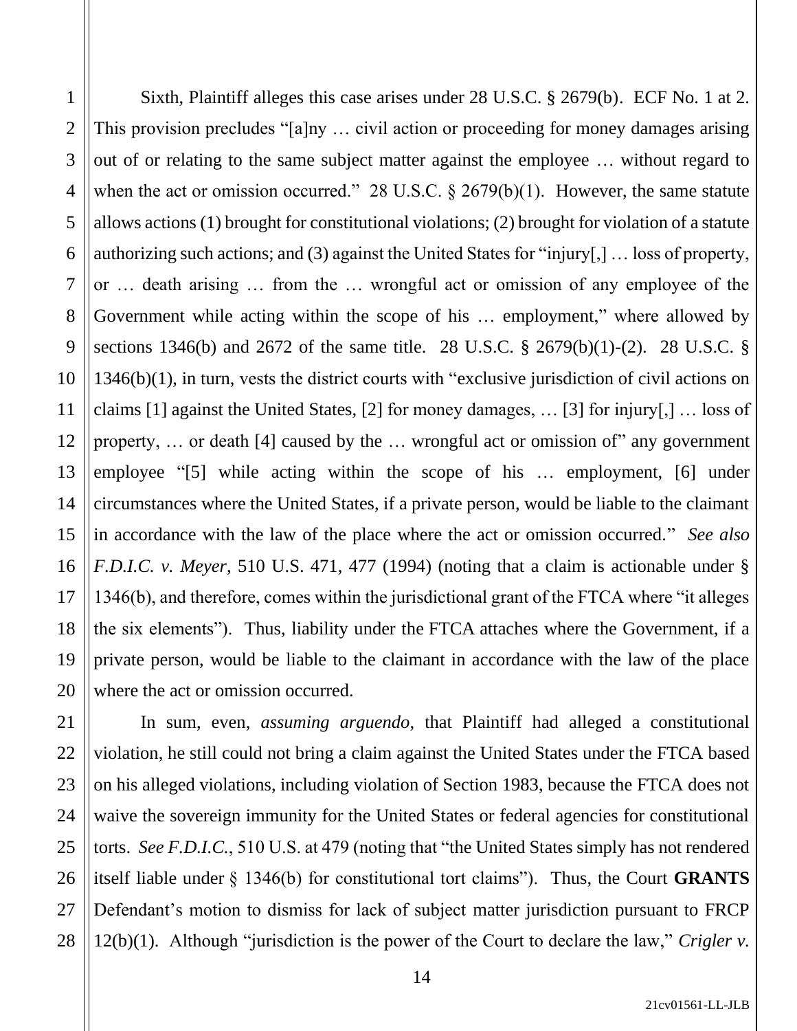Sixth, Plaintiff alleges this case arises under 28 U.S.C. § 2679(b). ECF No. 1 at 2. This provision precludes "[a]ny … civil action or proceeding for money damages arising out of or relating to the same subject matter against the employee … without regard to when the act or omission occurred." 28 U.S.C. § 2679(b)(1). However, the same statute allows actions (1) brought for constitutional violations; (2) brought for violation of a statute authorizing such actions; and (3) against the United States for "injury[,] … loss of property, or … death arising … from the … wrongful act or omission of any employee of the Government while acting within the scope of his … employment," where allowed by sections 1346(b) and 2672 of the same title. 28 U.S.C. § 2679(b)(1)-(2). 28 U.S.C. § 1346(b)(1), in turn, vests the district courts with "exclusive jurisdiction of civil actions on claims [1] against the United States, [2] for money damages, … [3] for injury[,] … loss of property, … or death [4] caused by the … wrongful act or omission of" any government employee "[5] while acting within the scope of his … employment, [6] under circumstances where the United States, if a private person, would be liable to the claimant in accordance with the law of the place where the act or omission occurred." *See also F.D.I.C. v. Meyer*, 510 U.S. 471, 477 (1994) (noting that a claim is actionable under § 1346(b), and therefore, comes within the jurisdictional grant of the FTCA where "it alleges the six elements"). Thus, liability under the FTCA attaches where the Government, if a private person, would be liable to the claimant in accordance with the law of the place where the act or omission occurred.

In sum, even, *assuming arguendo*, that Plaintiff had alleged a constitutional violation, he still could not bring a claim against the United States under the FTCA based on his alleged violations, including violation of Section 1983, because the FTCA does not waive the sovereign immunity for the United States or federal agencies for constitutional torts. *See F.D.I.C.*, 510 U.S. at 479 (noting that "the United States simply has not rendered itself liable under § 1346(b) for constitutional tort claims"). Thus, the Court **GRANTS** Defendant's motion to dismiss for lack of subject matter jurisdiction pursuant to FRCP 12(b)(1). Although "jurisdiction is the power of the Court to declare the law," *Crigler v.*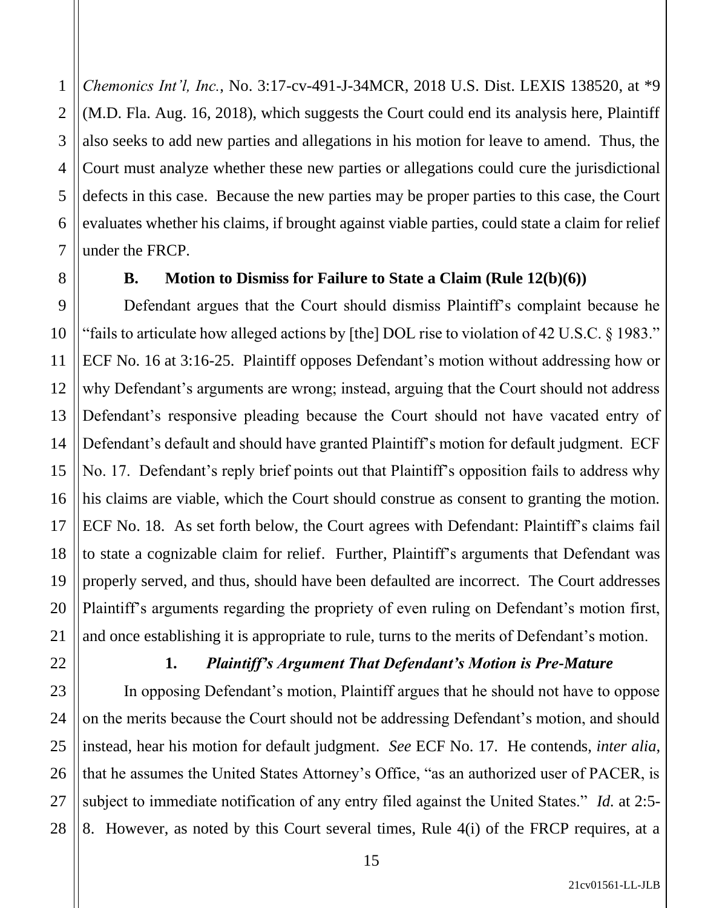*Chemonics Int'l, Inc.*, No. 3:17-cv-491-J-34MCR, 2018 U.S. Dist. LEXIS 138520, at *9 (M.D. Fla. Aug. 16, 2018), which suggests the Court could end its analysis here, Plaintiff also seeks to add new parties and allegations in his motion for leave to amend. Thus, the Court must analyze whether these new parties or allegations could cure the jurisdictional defects in this case. Because the new parties may be proper parties to this case, the Court evaluates whether his claims, if brought against viable parties, could state a claim for relief under the FRCP.

### B. Motion to Dismiss for Failure to State a Claim (Rule 12(b)(6))

Defendant argues that the Court should dismiss Plaintiff's complaint because he "fails to articulate how alleged actions by [the] DOL rise to violation of 42 U.S.C. § 1983." ECF No. 16 at 3:16-25. Plaintiff opposes Defendant's motion without addressing how or why Defendant's arguments are wrong; instead, arguing that the Court should not address Defendant's responsive pleading because the Court should not have vacated entry of Defendant's default and should have granted Plaintiff's motion for default judgment. ECF No. 17. Defendant's reply brief points out that Plaintiff's opposition fails to address why his claims are viable, which the Court should construe as consent to granting the motion. ECF No. 18. As set forth below, the Court agrees with Defendant: Plaintiff's claims fail to state a cognizable claim for relief. Further, Plaintiff's arguments that Defendant was properly served, and thus, should have been defaulted are incorrect. The Court addresses Plaintiff's arguments regarding the propriety of even ruling on Defendant's motion first, and once establishing it is appropriate to rule, turns to the merits of Defendant's motion.

#### 1. *Plaintiff's Argument That Defendant's Motion is Pre-Mature*

In opposing Defendant's motion, Plaintiff argues that he should not have to oppose on the merits because the Court should not be addressing Defendant's motion, and should instead, hear his motion for default judgment. *See* ECF No. 17. He contends, *inter alia*, that he assumes the United States Attorney's Office, "as an authorized user of PACER, is subject to immediate notification of any entry filed against the United States." *Id.* at 2:5-8. However, as noted by this Court several times, Rule 4(i) of the FRCP requires, at a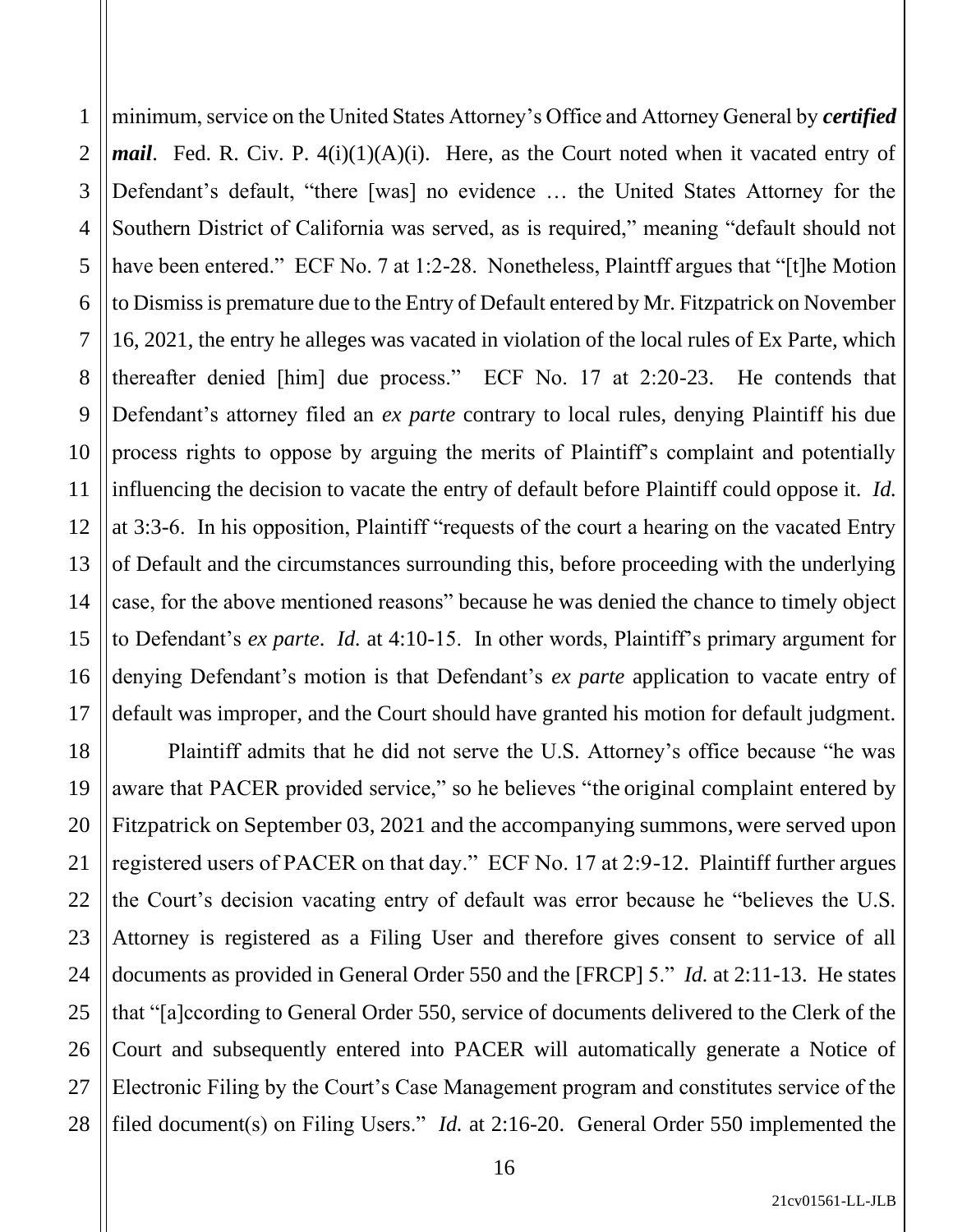minimum, service on the United States Attorney's Office and Attorney General by ***certified mail***. Fed. R. Civ. P. 4(i)(1)(A)(i). Here, as the Court noted when it vacated entry of Defendant's default, "there [was] no evidence … the United States Attorney for the Southern District of California was served, as is required," meaning "default should not have been entered." ECF No. 7 at 1:2-28. Nonetheless, Plaintff argues that "[t]he Motion to Dismiss is premature due to the Entry of Default entered by Mr. Fitzpatrick on November 16, 2021, the entry he alleges was vacated in violation of the local rules of Ex Parte, which thereafter denied [him] due process." ECF No. 17 at 2:20-23. He contends that Defendant's attorney filed an *ex parte* contrary to local rules, denying Plaintiff his due process rights to oppose by arguing the merits of Plaintiff's complaint and potentially influencing the decision to vacate the entry of default before Plaintiff could oppose it. *Id.* at 3:3-6. In his opposition, Plaintiff "requests of the court a hearing on the vacated Entry of Default and the circumstances surrounding this, before proceeding with the underlying case, for the above mentioned reasons" because he was denied the chance to timely object to Defendant's *ex parte*. *Id.* at 4:10-15. In other words, Plaintiff's primary argument for denying Defendant's motion is that Defendant's *ex parte* application to vacate entry of default was improper, and the Court should have granted his motion for default judgment.

Plaintiff admits that he did not serve the U.S. Attorney's office because "he was aware that PACER provided service," so he believes "the original complaint entered by Fitzpatrick on September 03, 2021 and the accompanying summons, were served upon registered users of PACER on that day." ECF No. 17 at 2:9-12. Plaintiff further argues the Court's decision vacating entry of default was error because he "believes the U.S. Attorney is registered as a Filing User and therefore gives consent to service of all documents as provided in General Order 550 and the [FRCP] 5." *Id.* at 2:11-13. He states that "[a]ccording to General Order 550, service of documents delivered to the Clerk of the Court and subsequently entered into PACER will automatically generate a Notice of Electronic Filing by the Court's Case Management program and constitutes service of the filed document(s) on Filing Users." *Id.* at 2:16-20. General Order 550 implemented the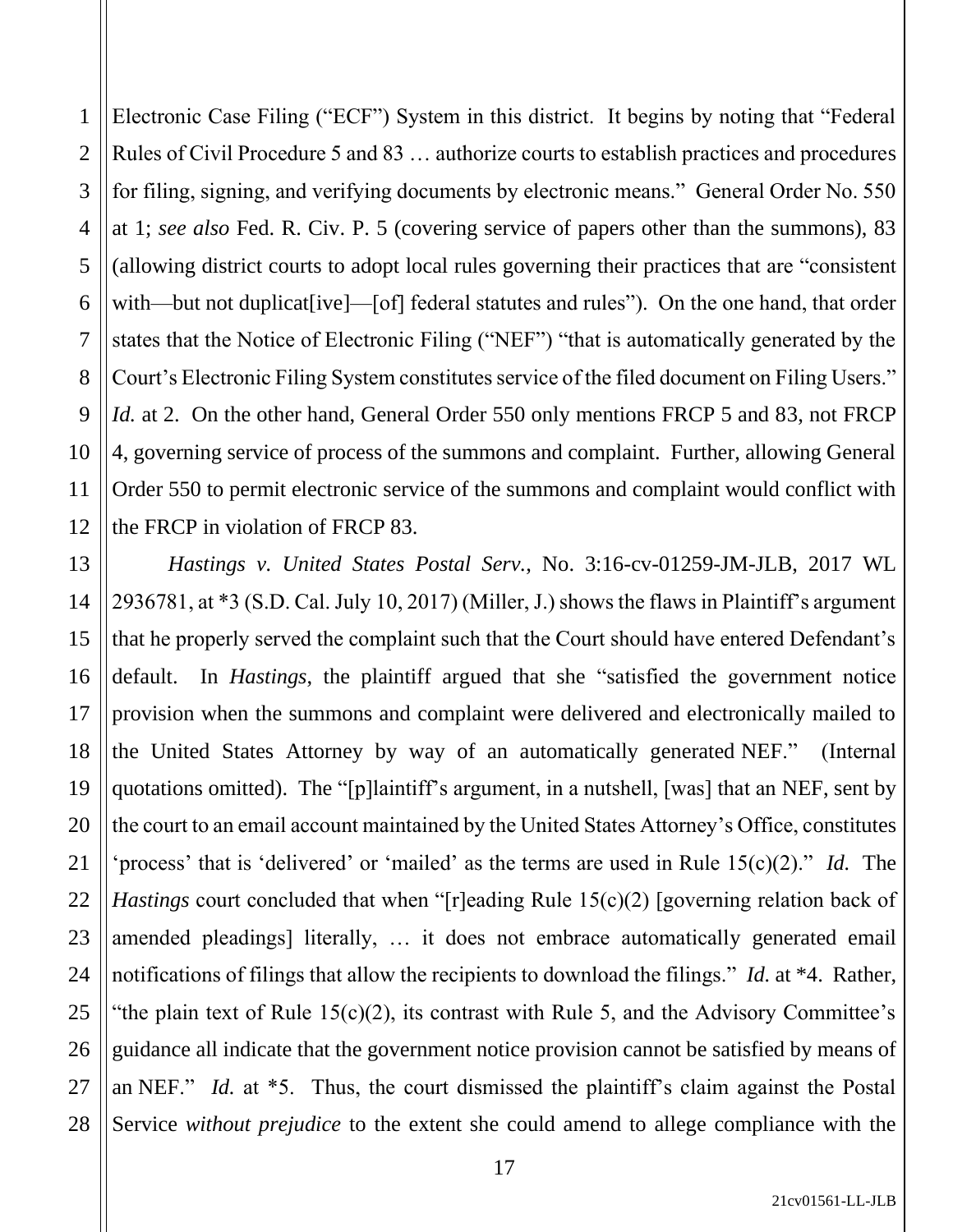Electronic Case Filing ("ECF") System in this district. It begins by noting that "Federal Rules of Civil Procedure 5 and 83 … authorize courts to establish practices and procedures for filing, signing, and verifying documents by electronic means." General Order No. 550 at 1; *see also* Fed. R. Civ. P. 5 (covering service of papers other than the summons), 83 (allowing district courts to adopt local rules governing their practices that are "consistent with—but not duplicat[ive]—[of] federal statutes and rules"). On the one hand, that order states that the Notice of Electronic Filing ("NEF") "that is automatically generated by the Court's Electronic Filing System constitutes service of the filed document on Filing Users." *Id.* at 2. On the other hand, General Order 550 only mentions FRCP 5 and 83, not FRCP 4, governing service of process of the summons and complaint. Further, allowing General Order 550 to permit electronic service of the summons and complaint would conflict with the FRCP in violation of FRCP 83.

*Hastings v. United States Postal Serv.*, No. 3:16-cv-01259-JM-JLB, 2017 WL 2936781, at *3 (S.D. Cal. July 10, 2017) (Miller, J.) shows the flaws in Plaintiff's argument that he properly served the complaint such that the Court should have entered Defendant's default. In *Hastings*, the plaintiff argued that she "satisfied the government notice provision when the summons and complaint were delivered and electronically mailed to the United States Attorney by way of an automatically generated NEF." (Internal quotations omitted). The "[p]laintiff's argument, in a nutshell, [was] that an NEF, sent by the court to an email account maintained by the United States Attorney's Office, constitutes 'process' that is 'delivered' or 'mailed' as the terms are used in Rule 15(c)(2)." *Id.* The *Hastings* court concluded that when "[r]eading Rule 15(c)(2) [governing relation back of amended pleadings] literally, … it does not embrace automatically generated email notifications of filings that allow the recipients to download the filings." *Id.* at *4. Rather, "the plain text of Rule 15(c)(2), its contrast with Rule 5, and the Advisory Committee's guidance all indicate that the government notice provision cannot be satisfied by means of an NEF." *Id.* at *5. Thus, the court dismissed the plaintiff's claim against the Postal Service *without prejudice* to the extent she could amend to allege compliance with the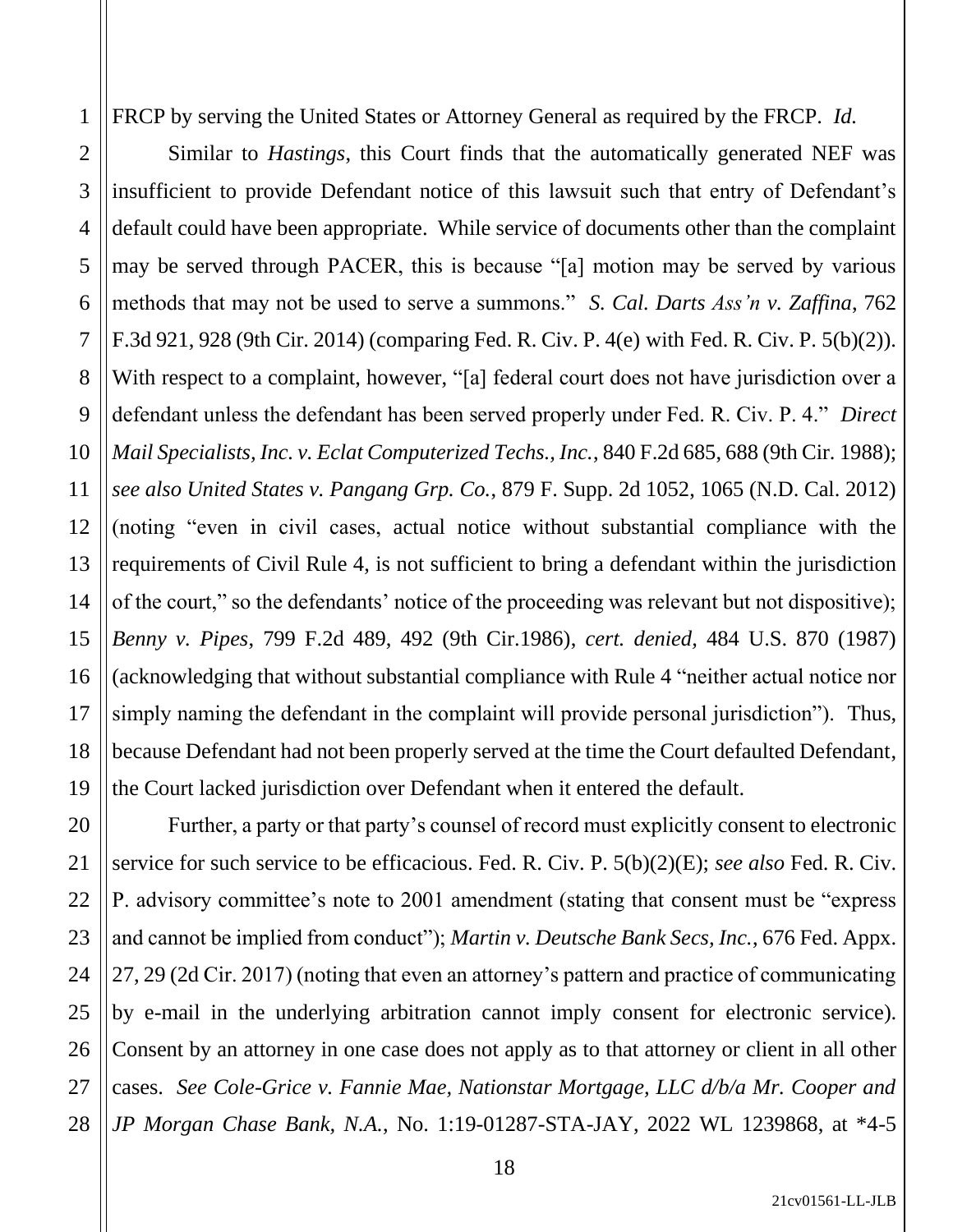FRCP by serving the United States or Attorney General as required by the FRCP. *Id.*

Similar to *Hastings*, this Court finds that the automatically generated NEF was insufficient to provide Defendant notice of this lawsuit such that entry of Defendant's default could have been appropriate. While service of documents other than the complaint may be served through PACER, this is because "[a] motion may be served by various methods that may not be used to serve a summons." *S. Cal. Darts Ass'n v. Zaffina*, 762 F.3d 921, 928 (9th Cir. 2014) (comparing Fed. R. Civ. P. 4(e) with Fed. R. Civ. P. 5(b)(2)). With respect to a complaint, however, "[a] federal court does not have jurisdiction over a defendant unless the defendant has been served properly under Fed. R. Civ. P. 4." *Direct Mail Specialists, Inc. v. Eclat Computerized Techs., Inc.*, 840 F.2d 685, 688 (9th Cir. 1988); *see also United States v. Pangang Grp. Co.*, 879 F. Supp. 2d 1052, 1065 (N.D. Cal. 2012) (noting "even in civil cases, actual notice without substantial compliance with the requirements of Civil Rule 4, is not sufficient to bring a defendant within the jurisdiction of the court," so the defendants' notice of the proceeding was relevant but not dispositive); *Benny v. Pipes*, 799 F.2d 489, 492 (9th Cir.1986), *cert. denied*, 484 U.S. 870 (1987) (acknowledging that without substantial compliance with Rule 4 "neither actual notice nor simply naming the defendant in the complaint will provide personal jurisdiction"). Thus, because Defendant had not been properly served at the time the Court defaulted Defendant, the Court lacked jurisdiction over Defendant when it entered the default.

Further, a party or that party's counsel of record must explicitly consent to electronic service for such service to be efficacious. Fed. R. Civ. P. 5(b)(2)(E); *see also* Fed. R. Civ. P. advisory committee's note to 2001 amendment (stating that consent must be "express and cannot be implied from conduct"); *Martin v. Deutsche Bank Secs, Inc.*, 676 Fed. Appx. 27, 29 (2d Cir. 2017) (noting that even an attorney's pattern and practice of communicating by e-mail in the underlying arbitration cannot imply consent for electronic service). Consent by an attorney in one case does not apply as to that attorney or client in all other cases. *See Cole-Grice v. Fannie Mae, Nationstar Mortgage, LLC d/b/a Mr. Cooper and JP Morgan Chase Bank, N.A.*, No. 1:19-01287-STA-JAY, 2022 WL 1239868, at *4-5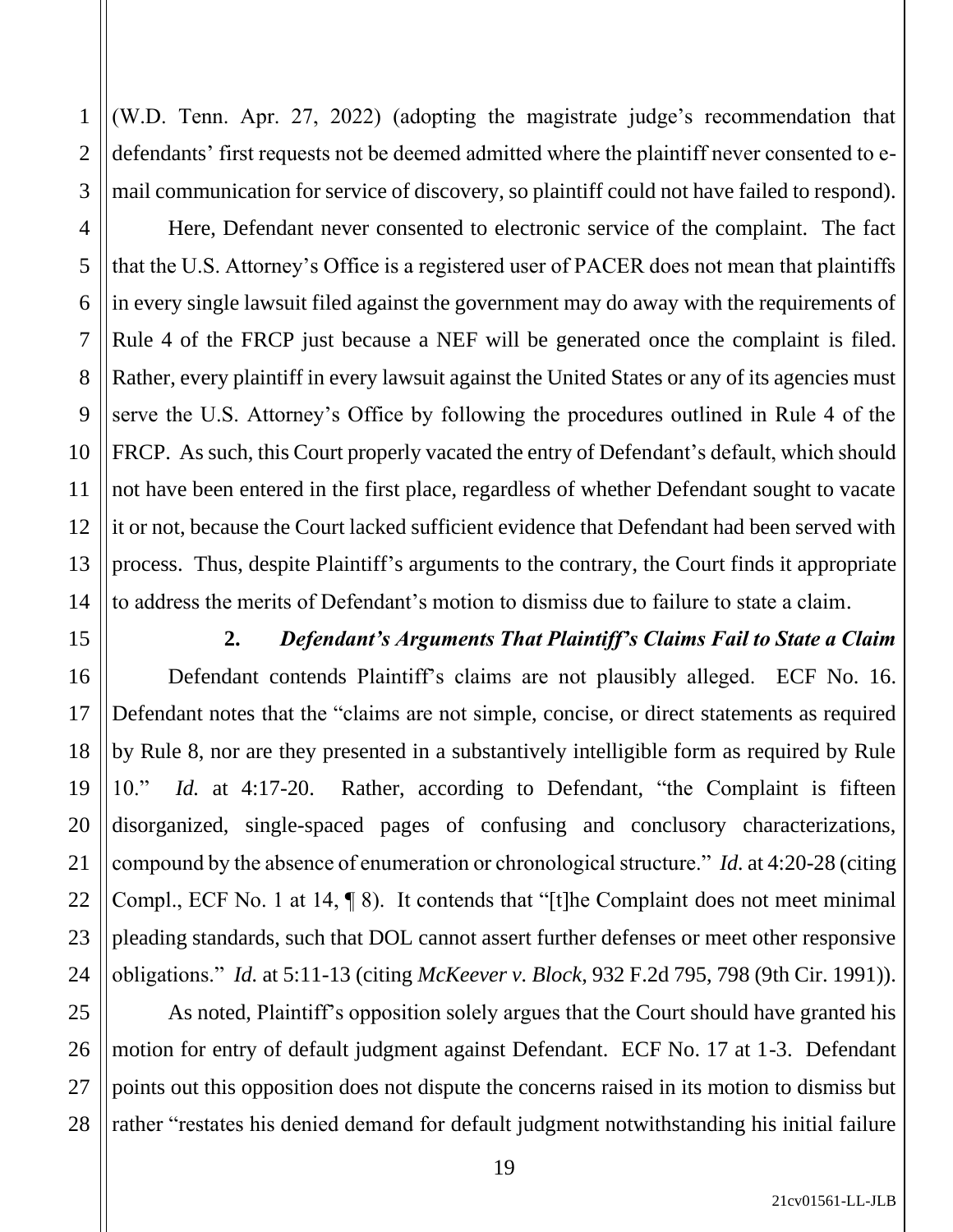(W.D. Tenn. Apr. 27, 2022) (adopting the magistrate judge's recommendation that defendants' first requests not be deemed admitted where the plaintiff never consented to e-mail communication for service of discovery, so plaintiff could not have failed to respond).

Here, Defendant never consented to electronic service of the complaint. The fact that the U.S. Attorney's Office is a registered user of PACER does not mean that plaintiffs in every single lawsuit filed against the government may do away with the requirements of Rule 4 of the FRCP just because a NEF will be generated once the complaint is filed. Rather, every plaintiff in every lawsuit against the United States or any of its agencies must serve the U.S. Attorney's Office by following the procedures outlined in Rule 4 of the FRCP. As such, this Court properly vacated the entry of Defendant's default, which should not have been entered in the first place, regardless of whether Defendant sought to vacate it or not, because the Court lacked sufficient evidence that Defendant had been served with process. Thus, despite Plaintiff's arguments to the contrary, the Court finds it appropriate to address the merits of Defendant's motion to dismiss due to failure to state a claim.

**2. *Defendant's Arguments That Plaintiff's Claims Fail to State a Claim***

Defendant contends Plaintiff's claims are not plausibly alleged. ECF No. 16. Defendant notes that the "claims are not simple, concise, or direct statements as required by Rule 8, nor are they presented in a substantively intelligible form as required by Rule 10." *Id.* at 4:17-20. Rather, according to Defendant, "the Complaint is fifteen disorganized, single-spaced pages of confusing and conclusory characterizations, compound by the absence of enumeration or chronological structure." *Id.* at 4:20-28 (citing Compl., ECF No. 1 at 14, ¶ 8). It contends that "[t]he Complaint does not meet minimal pleading standards, such that DOL cannot assert further defenses or meet other responsive obligations." *Id.* at 5:11-13 (citing *McKeever v. Block*, 932 F.2d 795, 798 (9th Cir. 1991)).

As noted, Plaintiff's opposition solely argues that the Court should have granted his motion for entry of default judgment against Defendant. ECF No. 17 at 1-3. Defendant points out this opposition does not dispute the concerns raised in its motion to dismiss but rather "restates his denied demand for default judgment notwithstanding his initial failure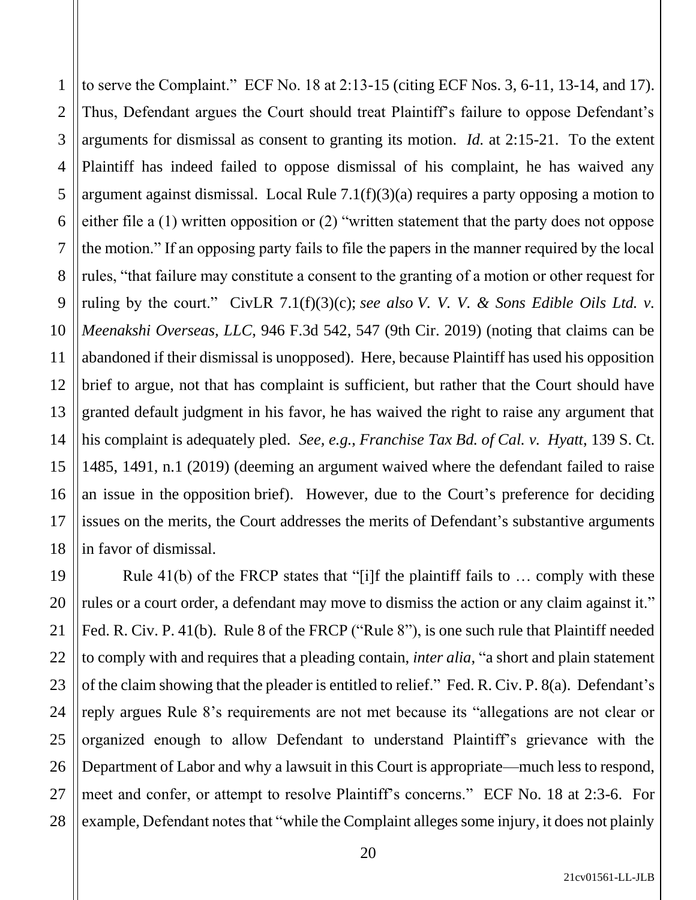to serve the Complaint." ECF No. 18 at 2:13-15 (citing ECF Nos. 3, 6-11, 13-14, and 17). Thus, Defendant argues the Court should treat Plaintiff's failure to oppose Defendant's arguments for dismissal as consent to granting its motion. *Id.* at 2:15-21. To the extent Plaintiff has indeed failed to oppose dismissal of his complaint, he has waived any argument against dismissal. Local Rule 7.1(f)(3)(a) requires a party opposing a motion to either file a (1) written opposition or (2) "written statement that the party does not oppose the motion." If an opposing party fails to file the papers in the manner required by the local rules, "that failure may constitute a consent to the granting of a motion or other request for ruling by the court." CivLR 7.1(f)(3)(c); *see also V. V. V. & Sons Edible Oils Ltd. v. Meenakshi Overseas, LLC*, 946 F.3d 542, 547 (9th Cir. 2019) (noting that claims can be abandoned if their dismissal is unopposed). Here, because Plaintiff has used his opposition brief to argue, not that has complaint is sufficient, but rather that the Court should have granted default judgment in his favor, he has waived the right to raise any argument that his complaint is adequately pled. *See, e.g.*, *Franchise Tax Bd. of Cal. v. Hyatt*, 139 S. Ct. 1485, 1491, n.1 (2019) (deeming an argument waived where the defendant failed to raise an issue in the opposition brief). However, due to the Court's preference for deciding issues on the merits, the Court addresses the merits of Defendant's substantive arguments in favor of dismissal.

Rule 41(b) of the FRCP states that "[i]f the plaintiff fails to … comply with these rules or a court order, a defendant may move to dismiss the action or any claim against it." Fed. R. Civ. P. 41(b). Rule 8 of the FRCP ("Rule 8"), is one such rule that Plaintiff needed to comply with and requires that a pleading contain, *inter alia*, "a short and plain statement of the claim showing that the pleader is entitled to relief." Fed. R. Civ. P. 8(a). Defendant's reply argues Rule 8's requirements are not met because its "allegations are not clear or organized enough to allow Defendant to understand Plaintiff's grievance with the Department of Labor and why a lawsuit in this Court is appropriate—much less to respond, meet and confer, or attempt to resolve Plaintiff's concerns." ECF No. 18 at 2:3-6. For example, Defendant notes that "while the Complaint alleges some injury, it does not plainly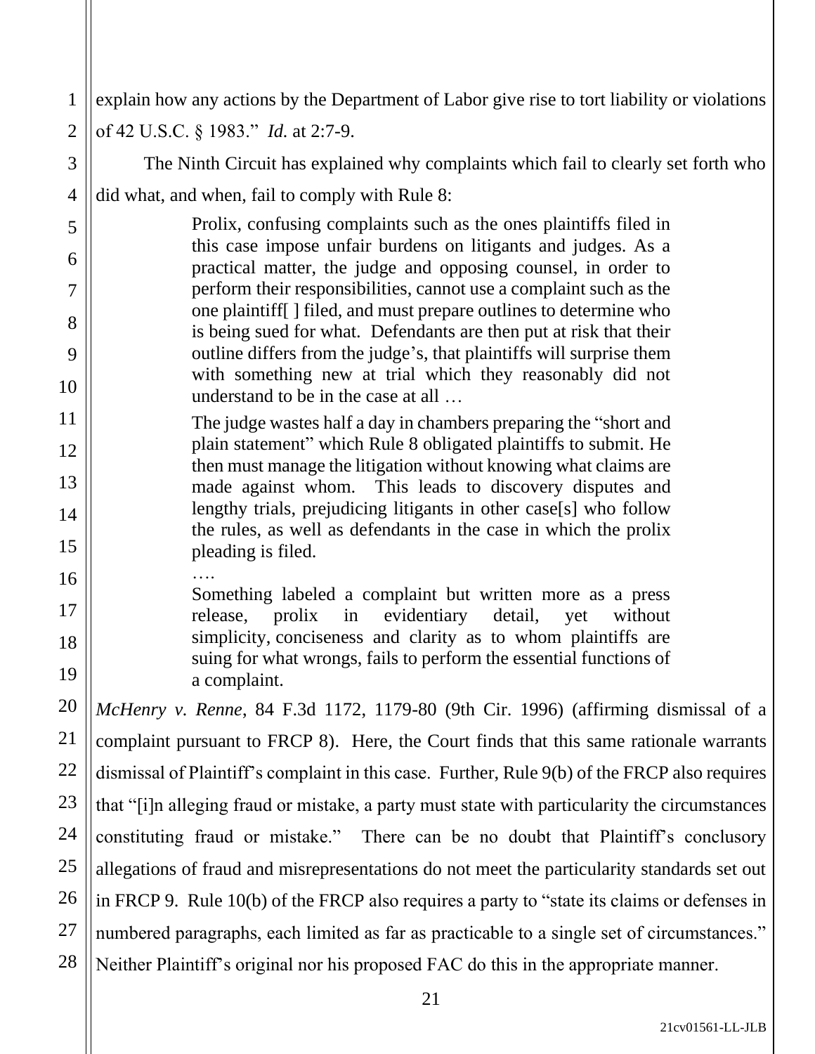explain how any actions by the Department of Labor give rise to tort liability or violations of 42 U.S.C. § 1983." *Id.* at 2:7-9.

The Ninth Circuit has explained why complaints which fail to clearly set forth who did what, and when, fail to comply with Rule 8:

> Prolix, confusing complaints such as the ones plaintiffs filed in this case impose unfair burdens on litigants and judges. As a practical matter, the judge and opposing counsel, in order to perform their responsibilities, cannot use a complaint such as the one plaintiff[ ] filed, and must prepare outlines to determine who is being sued for what. Defendants are then put at risk that their outline differs from the judge's, that plaintiffs will surprise them with something new at trial which they reasonably did not understand to be in the case at all …
>
> The judge wastes half a day in chambers preparing the "short and plain statement" which Rule 8 obligated plaintiffs to submit. He then must manage the litigation without knowing what claims are made against whom. This leads to discovery disputes and lengthy trials, prejudicing litigants in other case[s] who follow the rules, as well as defendants in the case in which the prolix pleading is filed.
>
> ….
>
> Something labeled a complaint but written more as a press release, prolix in evidentiary detail, yet without simplicity, conciseness and clarity as to whom plaintiffs are suing for what wrongs, fails to perform the essential functions of a complaint.

*McHenry v. Renne*, 84 F.3d 1172, 1179-80 (9th Cir. 1996) (affirming dismissal of a complaint pursuant to FRCP 8). Here, the Court finds that this same rationale warrants dismissal of Plaintiff's complaint in this case. Further, Rule 9(b) of the FRCP also requires that "[i]n alleging fraud or mistake, a party must state with particularity the circumstances constituting fraud or mistake." There can be no doubt that Plaintiff's conclusory allegations of fraud and misrepresentations do not meet the particularity standards set out in FRCP 9. Rule 10(b) of the FRCP also requires a party to "state its claims or defenses in numbered paragraphs, each limited as far as practicable to a single set of circumstances." Neither Plaintiff's original nor his proposed FAC do this in the appropriate manner.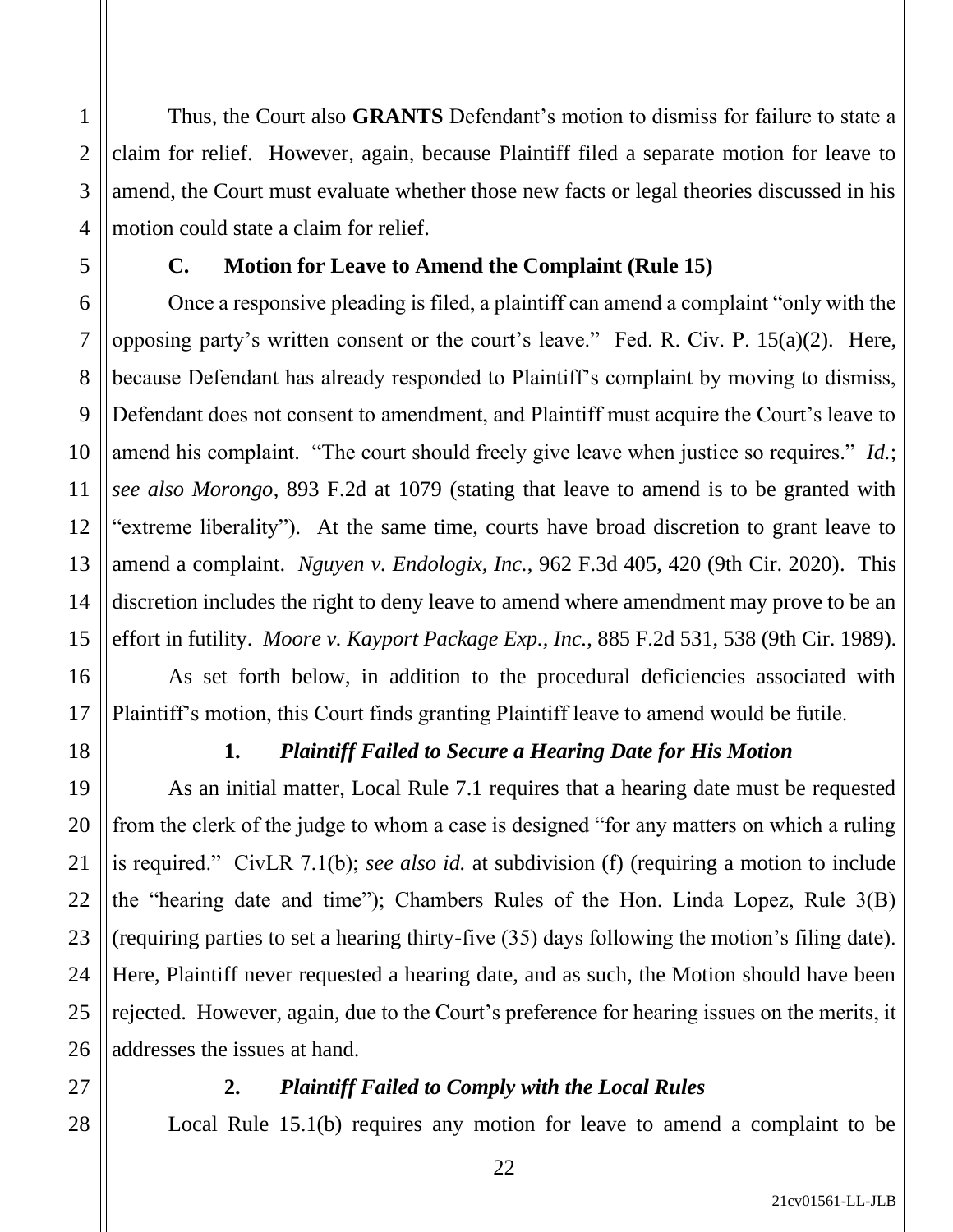Thus, the Court also **GRANTS** Defendant's motion to dismiss for failure to state a claim for relief. However, again, because Plaintiff filed a separate motion for leave to amend, the Court must evaluate whether those new facts or legal theories discussed in his motion could state a claim for relief.

### C. Motion for Leave to Amend the Complaint (Rule 15)

Once a responsive pleading is filed, a plaintiff can amend a complaint "only with the opposing party's written consent or the court's leave." Fed. R. Civ. P. 15(a)(2). Here, because Defendant has already responded to Plaintiff's complaint by moving to dismiss, Defendant does not consent to amendment, and Plaintiff must acquire the Court's leave to amend his complaint. "The court should freely give leave when justice so requires." *Id.*; *see also Morongo*, 893 F.2d at 1079 (stating that leave to amend is to be granted with "extreme liberality"). At the same time, courts have broad discretion to grant leave to amend a complaint. *Nguyen v. Endologix, Inc.*, 962 F.3d 405, 420 (9th Cir. 2020). This discretion includes the right to deny leave to amend where amendment may prove to be an effort in futility. *Moore v. Kayport Package Exp., Inc.*, 885 F.2d 531, 538 (9th Cir. 1989).

As set forth below, in addition to the procedural deficiencies associated with Plaintiff's motion, this Court finds granting Plaintiff leave to amend would be futile.

#### 1. *Plaintiff Failed to Secure a Hearing Date for His Motion*

As an initial matter, Local Rule 7.1 requires that a hearing date must be requested from the clerk of the judge to whom a case is designed "for any matters on which a ruling is required." CivLR 7.1(b); *see also id.* at subdivision (f) (requiring a motion to include the "hearing date and time"); Chambers Rules of the Hon. Linda Lopez, Rule 3(B) (requiring parties to set a hearing thirty-five (35) days following the motion's filing date). Here, Plaintiff never requested a hearing date, and as such, the Motion should have been rejected. However, again, due to the Court's preference for hearing issues on the merits, it addresses the issues at hand.

#### 2. *Plaintiff Failed to Comply with the Local Rules*

Local Rule 15.1(b) requires any motion for leave to amend a complaint to be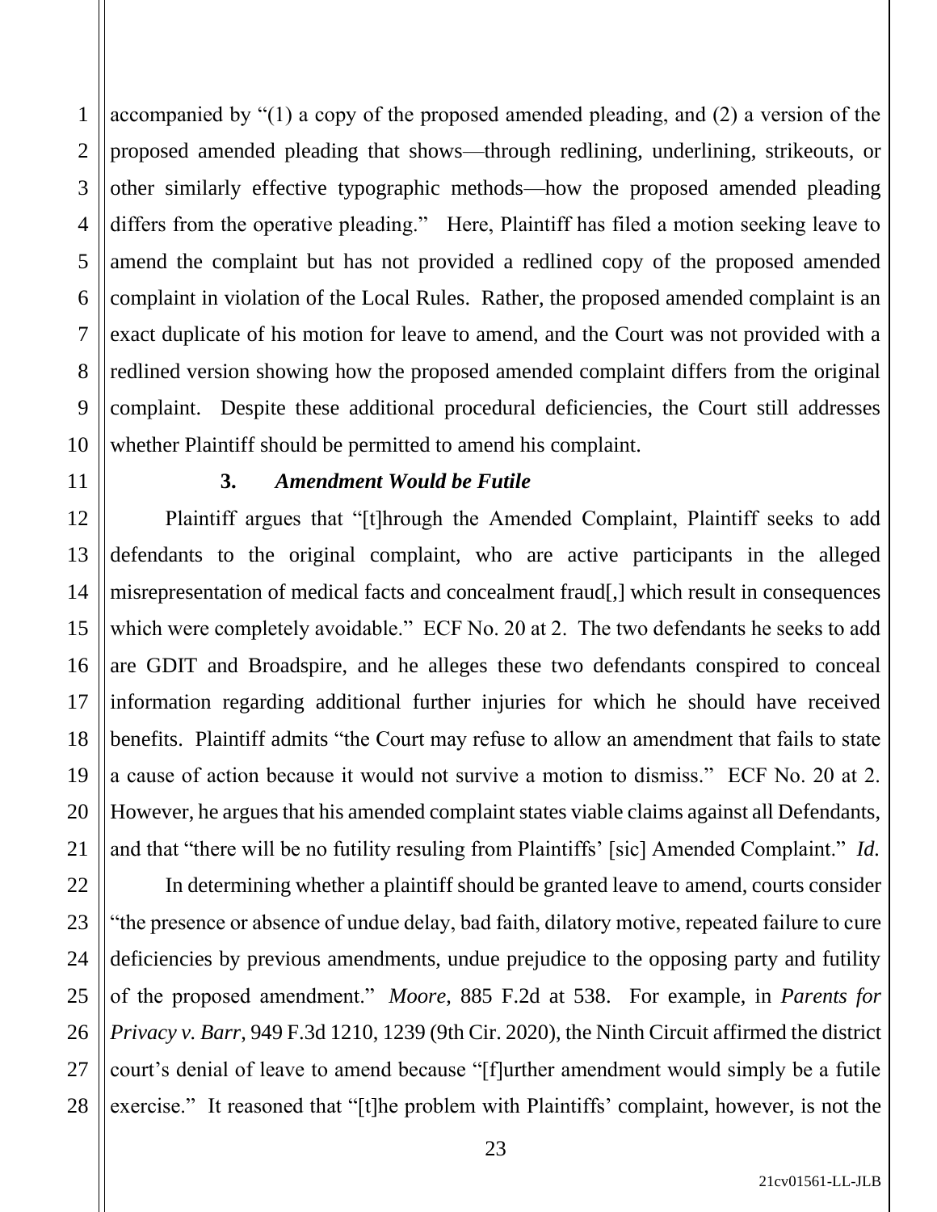accompanied by "(1) a copy of the proposed amended pleading, and (2) a version of the proposed amended pleading that shows—through redlining, underlining, strikeouts, or other similarly effective typographic methods—how the proposed amended pleading differs from the operative pleading." Here, Plaintiff has filed a motion seeking leave to amend the complaint but has not provided a redlined copy of the proposed amended complaint in violation of the Local Rules. Rather, the proposed amended complaint is an exact duplicate of his motion for leave to amend, and the Court was not provided with a redlined version showing how the proposed amended complaint differs from the original complaint. Despite these additional procedural deficiencies, the Court still addresses whether Plaintiff should be permitted to amend his complaint.

**3. *Amendment Would be Futile***

Plaintiff argues that "[t]hrough the Amended Complaint, Plaintiff seeks to add defendants to the original complaint, who are active participants in the alleged misrepresentation of medical facts and concealment fraud[,] which result in consequences which were completely avoidable." ECF No. 20 at 2. The two defendants he seeks to add are GDIT and Broadspire, and he alleges these two defendants conspired to conceal information regarding additional further injuries for which he should have received benefits. Plaintiff admits "the Court may refuse to allow an amendment that fails to state a cause of action because it would not survive a motion to dismiss." ECF No. 20 at 2. However, he argues that his amended complaint states viable claims against all Defendants, and that "there will be no futility resuling from Plaintiffs' [sic] Amended Complaint." *Id.*

In determining whether a plaintiff should be granted leave to amend, courts consider "the presence or absence of undue delay, bad faith, dilatory motive, repeated failure to cure deficiencies by previous amendments, undue prejudice to the opposing party and futility of the proposed amendment." *Moore*, 885 F.2d at 538. For example, in *Parents for Privacy v. Barr*, 949 F.3d 1210, 1239 (9th Cir. 2020), the Ninth Circuit affirmed the district court's denial of leave to amend because "[f]urther amendment would simply be a futile exercise." It reasoned that "[t]he problem with Plaintiffs' complaint, however, is not the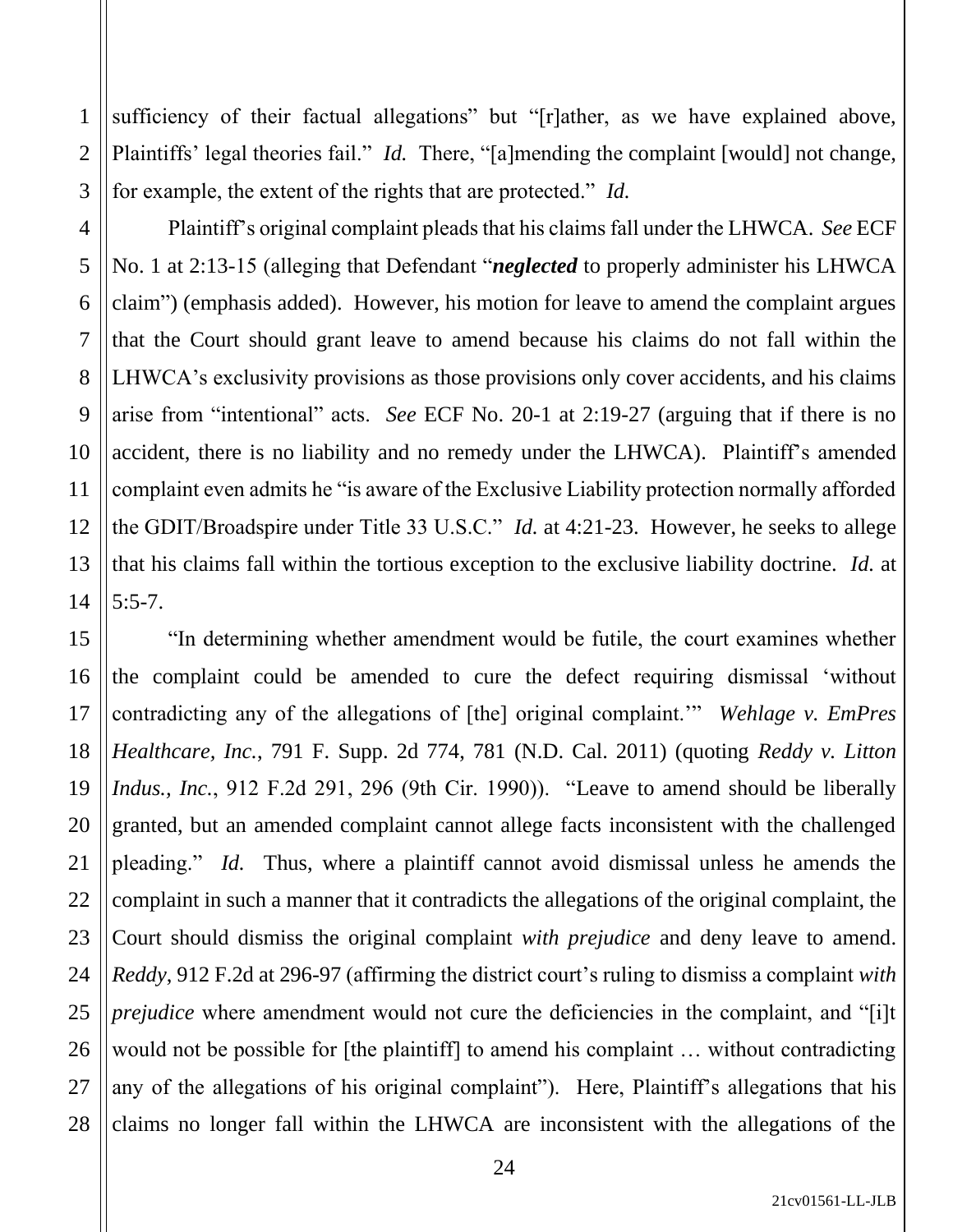sufficiency of their factual allegations" but "[r]ather, as we have explained above, Plaintiffs' legal theories fail." *Id.* There, "[a]mending the complaint [would] not change, for example, the extent of the rights that are protected." *Id.*

Plaintiff's original complaint pleads that his claims fall under the LHWCA. *See* ECF No. 1 at 2:13-15 (alleging that Defendant "***neglected*** to properly administer his LHWCA claim") (emphasis added). However, his motion for leave to amend the complaint argues that the Court should grant leave to amend because his claims do not fall within the LHWCA's exclusivity provisions as those provisions only cover accidents, and his claims arise from "intentional" acts. *See* ECF No. 20-1 at 2:19-27 (arguing that if there is no accident, there is no liability and no remedy under the LHWCA). Plaintiff's amended complaint even admits he "is aware of the Exclusive Liability protection normally afforded the GDIT/Broadspire under Title 33 U.S.C." *Id.* at 4:21-23. However, he seeks to allege that his claims fall within the tortious exception to the exclusive liability doctrine. *Id.* at 5:5-7.

"In determining whether amendment would be futile, the court examines whether the complaint could be amended to cure the defect requiring dismissal 'without contradicting any of the allegations of [the] original complaint.'" *Wehlage v. EmPres Healthcare, Inc.*, 791 F. Supp. 2d 774, 781 (N.D. Cal. 2011) (quoting *Reddy v. Litton Indus., Inc.*, 912 F.2d 291, 296 (9th Cir. 1990)). "Leave to amend should be liberally granted, but an amended complaint cannot allege facts inconsistent with the challenged pleading." *Id.* Thus, where a plaintiff cannot avoid dismissal unless he amends the complaint in such a manner that it contradicts the allegations of the original complaint, the Court should dismiss the original complaint *with prejudice* and deny leave to amend. *Reddy*, 912 F.2d at 296-97 (affirming the district court's ruling to dismiss a complaint *with prejudice* where amendment would not cure the deficiencies in the complaint, and "[i]t would not be possible for [the plaintiff] to amend his complaint … without contradicting any of the allegations of his original complaint"). Here, Plaintiff's allegations that his claims no longer fall within the LHWCA are inconsistent with the allegations of the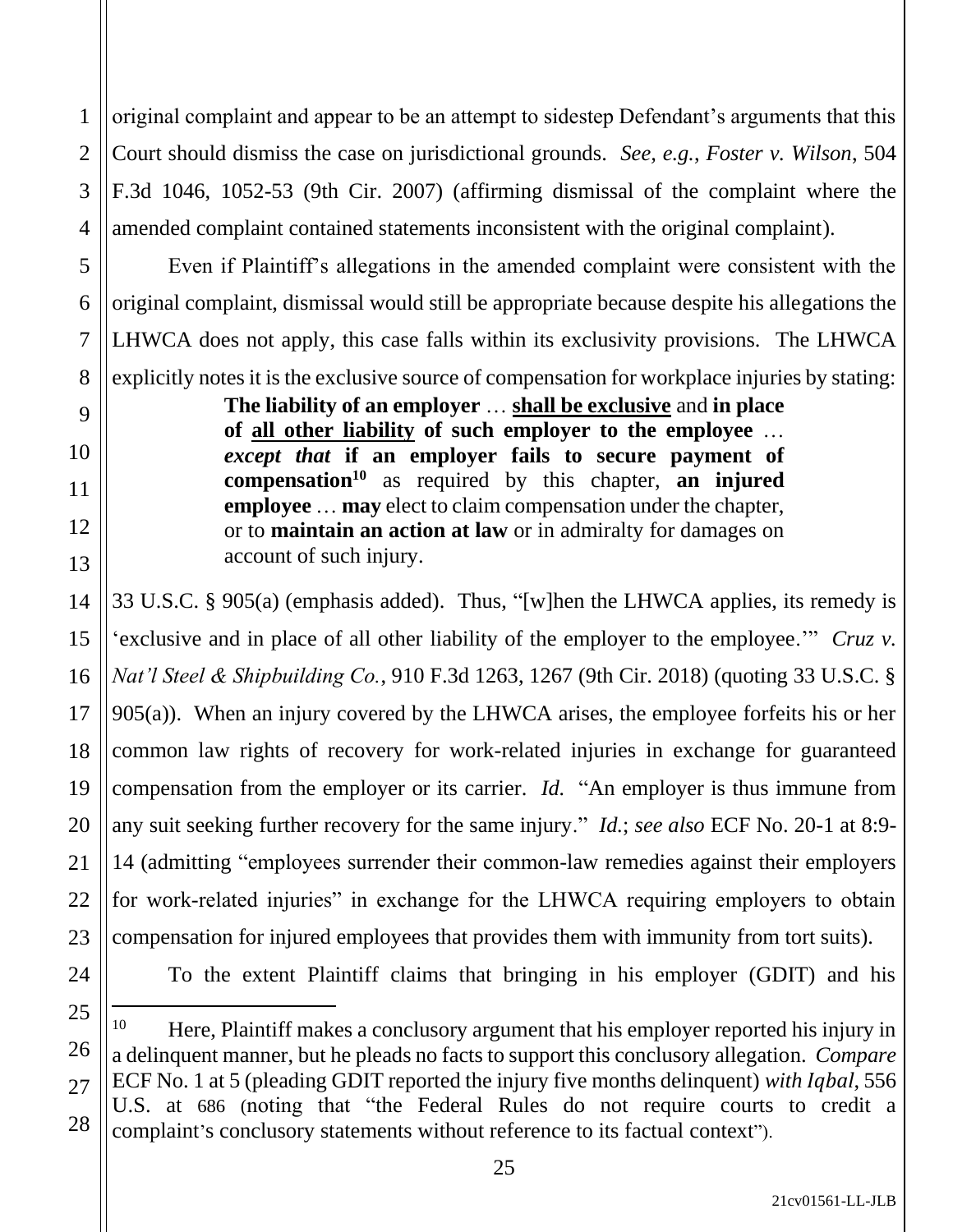original complaint and appear to be an attempt to sidestep Defendant's arguments that this Court should dismiss the case on jurisdictional grounds. *See, e.g.*, *Foster v. Wilson*, 504 F.3d 1046, 1052-53 (9th Cir. 2007) (affirming dismissal of the complaint where the amended complaint contained statements inconsistent with the original complaint).

Even if Plaintiff's allegations in the amended complaint were consistent with the original complaint, dismissal would still be appropriate because despite his allegations the LHWCA does not apply, this case falls within its exclusivity provisions. The LHWCA explicitly notes it is the exclusive source of compensation for workplace injuries by stating:

> **The liability of an employer** … **<u>shall be exclusive</u>** and **in place of <u>all other liability</u> of such employer to the employee** … ***except that*** **if an employer fails to secure payment of compensation**[10] as required by this chapter, **an injured employee** … **may** elect to claim compensation under the chapter, or to **maintain an action at law** or in admiralty for damages on account of such injury.

33 U.S.C. § 905(a) (emphasis added). Thus, "[w]hen the LHWCA applies, its remedy is 'exclusive and in place of all other liability of the employer to the employee.'" *Cruz v. Nat'l Steel & Shipbuilding Co.*, 910 F.3d 1263, 1267 (9th Cir. 2018) (quoting 33 U.S.C. § 905(a)). When an injury covered by the LHWCA arises, the employee forfeits his or her common law rights of recovery for work-related injuries in exchange for guaranteed compensation from the employer or its carrier. *Id.* "An employer is thus immune from any suit seeking further recovery for the same injury." *Id.*; *see also* ECF No. 20-1 at 8:9-14 (admitting "employees surrender their common-law remedies against their employers for work-related injuries" in exchange for the LHWCA requiring employers to obtain compensation for injured employees that provides them with immunity from tort suits).

To the extent Plaintiff claims that bringing in his employer (GDIT) and his

---

[10] Here, Plaintiff makes a conclusory argument that his employer reported his injury in a delinquent manner, but he pleads no facts to support this conclusory allegation. *Compare* ECF No. 1 at 5 (pleading GDIT reported the injury five months delinquent) *with Iqbal*, 556 U.S. at 686 (noting that "the Federal Rules do not require courts to credit a complaint's conclusory statements without reference to its factual context").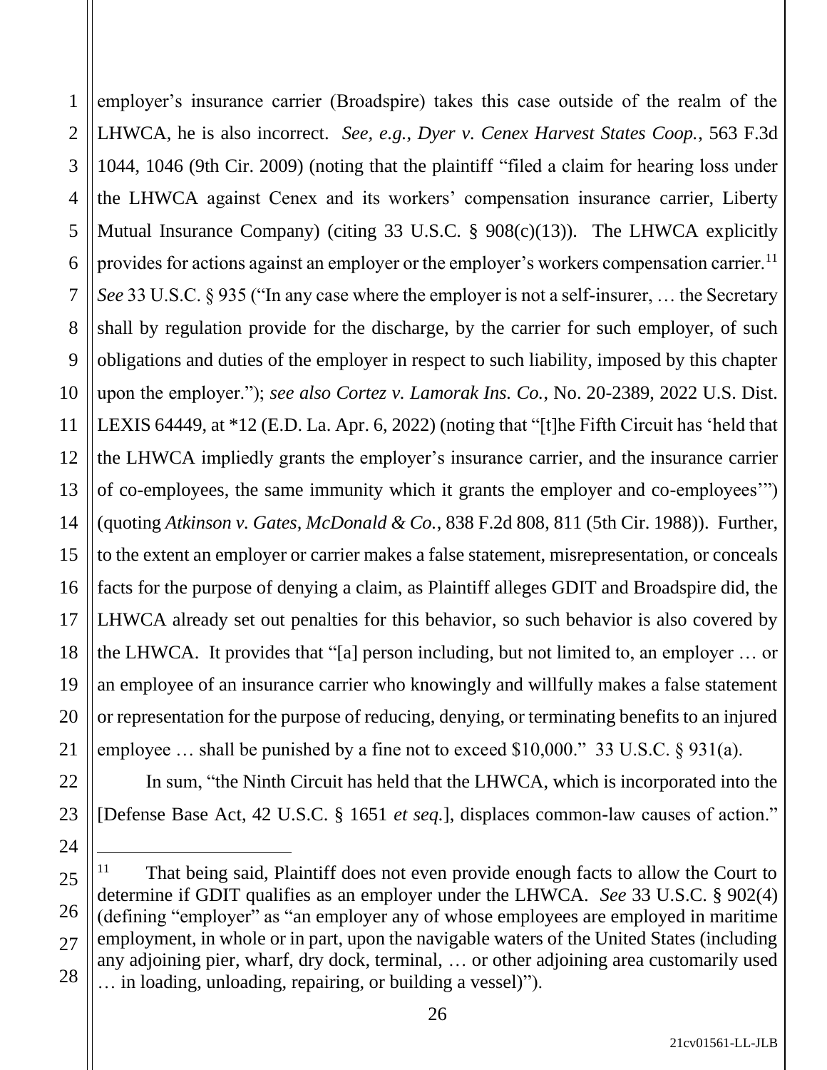employer's insurance carrier (Broadspire) takes this case outside of the realm of the LHWCA, he is also incorrect. *See, e.g.*, *Dyer v. Cenex Harvest States Coop.*, 563 F.3d 1044, 1046 (9th Cir. 2009) (noting that the plaintiff "filed a claim for hearing loss under the LHWCA against Cenex and its workers' compensation insurance carrier, Liberty Mutual Insurance Company) (citing 33 U.S.C. § 908(c)(13)). The LHWCA explicitly provides for actions against an employer or the employer's workers compensation carrier.[11] *See* 33 U.S.C. § 935 ("In any case where the employer is not a self-insurer, … the Secretary shall by regulation provide for the discharge, by the carrier for such employer, of such obligations and duties of the employer in respect to such liability, imposed by this chapter upon the employer."); *see also Cortez v. Lamorak Ins. Co.*, No. 20-2389, 2022 U.S. Dist. LEXIS 64449, at *12 (E.D. La. Apr. 6, 2022) (noting that "[t]he Fifth Circuit has 'held that the LHWCA impliedly grants the employer's insurance carrier, and the insurance carrier of co-employees, the same immunity which it grants the employer and co-employees'") (quoting *Atkinson v. Gates, McDonald & Co.*, 838 F.2d 808, 811 (5th Cir. 1988)). Further, to the extent an employer or carrier makes a false statement, misrepresentation, or conceals facts for the purpose of denying a claim, as Plaintiff alleges GDIT and Broadspire did, the LHWCA already set out penalties for this behavior, so such behavior is also covered by the LHWCA. It provides that "[a] person including, but not limited to, an employer … or an employee of an insurance carrier who knowingly and willfully makes a false statement or representation for the purpose of reducing, denying, or terminating benefits to an injured employee … shall be punished by a fine not to exceed $10,000." 33 U.S.C. § 931(a).

In sum, "the Ninth Circuit has held that the LHWCA, which is incorporated into the [Defense Base Act, 42 U.S.C. § 1651 *et seq.*], displaces common-law causes of action."

---

[11] That being said, Plaintiff does not even provide enough facts to allow the Court to determine if GDIT qualifies as an employer under the LHWCA. *See* 33 U.S.C. § 902(4) (defining "employer" as "an employer any of whose employees are employed in maritime employment, in whole or in part, upon the navigable waters of the United States (including any adjoining pier, wharf, dry dock, terminal, … or other adjoining area customarily used … in loading, unloading, repairing, or building a vessel)").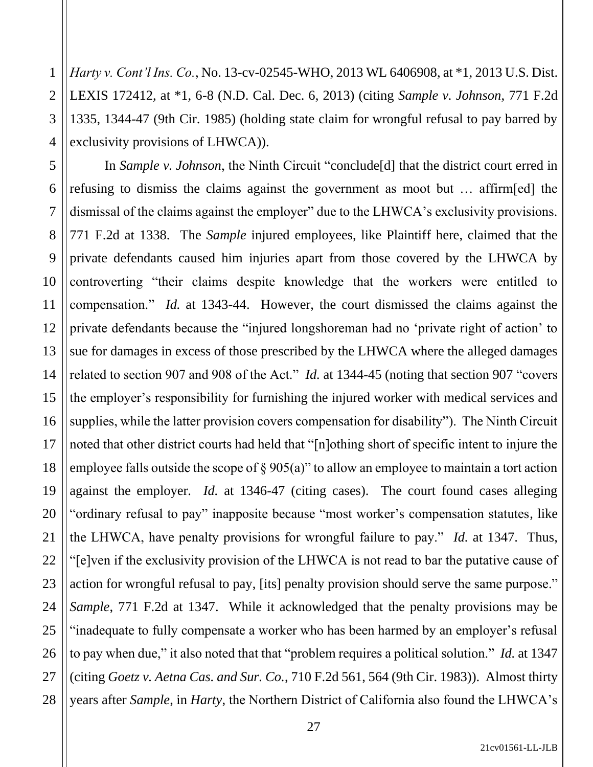*Harty v. Cont'l Ins. Co.*, No. 13-cv-02545-WHO, 2013 WL 6406908, at *1, 2013 U.S. Dist. LEXIS 172412, at *1, 6-8 (N.D. Cal. Dec. 6, 2013) (citing *Sample v. Johnson*, 771 F.2d 1335, 1344-47 (9th Cir. 1985) (holding state claim for wrongful refusal to pay barred by exclusivity provisions of LHWCA)).

In *Sample v. Johnson*, the Ninth Circuit "conclude[d] that the district court erred in refusing to dismiss the claims against the government as moot but … affirm[ed] the dismissal of the claims against the employer" due to the LHWCA's exclusivity provisions. 771 F.2d at 1338. The *Sample* injured employees, like Plaintiff here, claimed that the private defendants caused him injuries apart from those covered by the LHWCA by controverting "their claims despite knowledge that the workers were entitled to compensation." *Id.* at 1343-44. However, the court dismissed the claims against the private defendants because the "injured longshoreman had no 'private right of action' to sue for damages in excess of those prescribed by the LHWCA where the alleged damages related to section 907 and 908 of the Act." *Id.* at 1344-45 (noting that section 907 "covers the employer's responsibility for furnishing the injured worker with medical services and supplies, while the latter provision covers compensation for disability"). The Ninth Circuit noted that other district courts had held that "[n]othing short of specific intent to injure the employee falls outside the scope of § 905(a)" to allow an employee to maintain a tort action against the employer. *Id.* at 1346-47 (citing cases). The court found cases alleging "ordinary refusal to pay" inapposite because "most worker's compensation statutes, like the LHWCA, have penalty provisions for wrongful failure to pay." *Id.* at 1347. Thus, "[e]ven if the exclusivity provision of the LHWCA is not read to bar the putative cause of action for wrongful refusal to pay, [its] penalty provision should serve the same purpose." *Sample*, 771 F.2d at 1347. While it acknowledged that the penalty provisions may be "inadequate to fully compensate a worker who has been harmed by an employer's refusal to pay when due," it also noted that that "problem requires a political solution." *Id.* at 1347 (citing *Goetz v. Aetna Cas. and Sur. Co.*, 710 F.2d 561, 564 (9th Cir. 1983)). Almost thirty years after *Sample*, in *Harty*, the Northern District of California also found the LHWCA's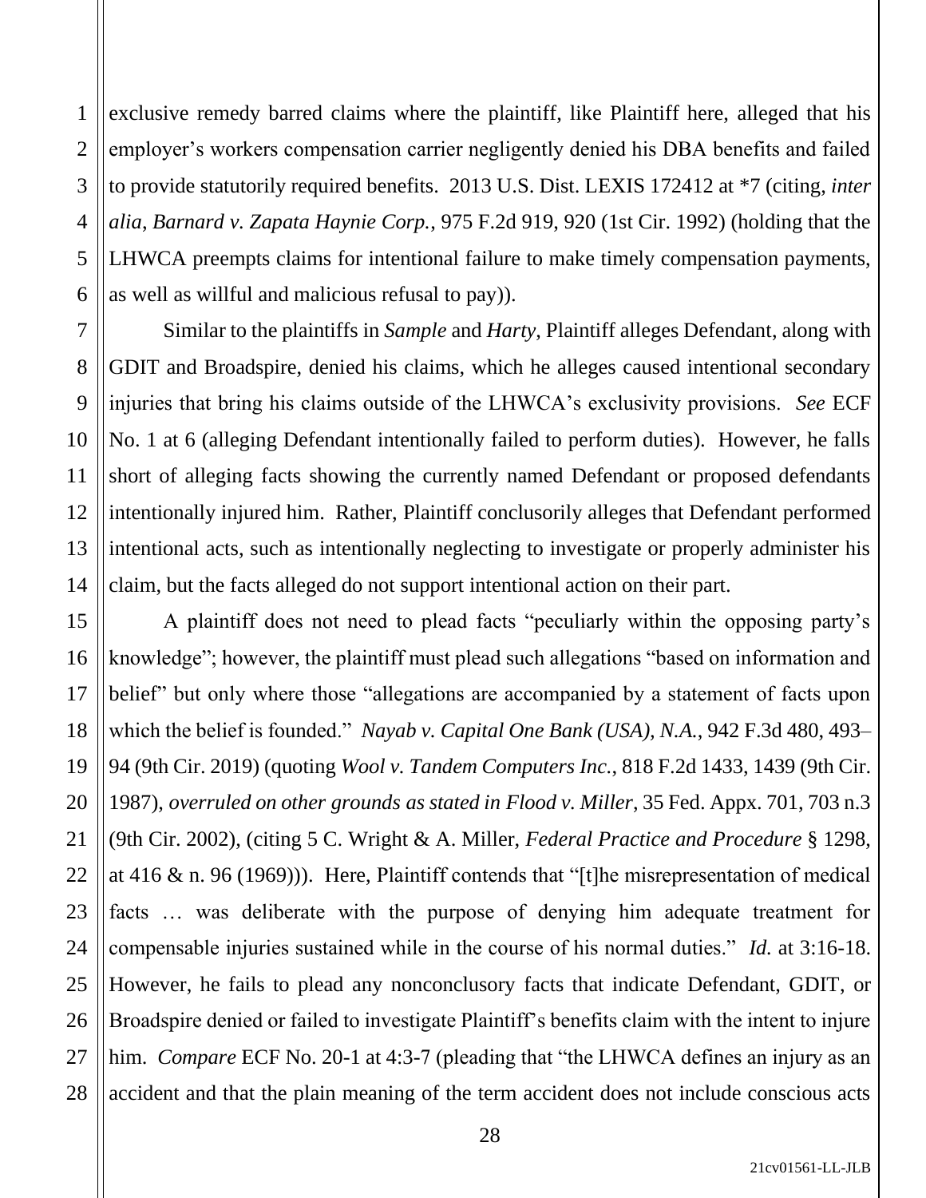exclusive remedy barred claims where the plaintiff, like Plaintiff here, alleged that his employer's workers compensation carrier negligently denied his DBA benefits and failed to provide statutorily required benefits. 2013 U.S. Dist. LEXIS 172412 at *7 (citing, *inter alia*, *Barnard v. Zapata Haynie Corp.*, 975 F.2d 919, 920 (1st Cir. 1992) (holding that the LHWCA preempts claims for intentional failure to make timely compensation payments, as well as willful and malicious refusal to pay)).

Similar to the plaintiffs in *Sample* and *Harty*, Plaintiff alleges Defendant, along with GDIT and Broadspire, denied his claims, which he alleges caused intentional secondary injuries that bring his claims outside of the LHWCA's exclusivity provisions. *See* ECF No. 1 at 6 (alleging Defendant intentionally failed to perform duties). However, he falls short of alleging facts showing the currently named Defendant or proposed defendants intentionally injured him. Rather, Plaintiff conclusorily alleges that Defendant performed intentional acts, such as intentionally neglecting to investigate or properly administer his claim, but the facts alleged do not support intentional action on their part.

A plaintiff does not need to plead facts "peculiarly within the opposing party's knowledge"; however, the plaintiff must plead such allegations "based on information and belief" but only where those "allegations are accompanied by a statement of facts upon which the belief is founded." *Nayab v. Capital One Bank (USA), N.A.*, 942 F.3d 480, 493–94 (9th Cir. 2019) (quoting *Wool v. Tandem Computers Inc.*, 818 F.2d 1433, 1439 (9th Cir. 1987), *overruled on other grounds as stated in Flood v. Miller*, 35 Fed. Appx. 701, 703 n.3 (9th Cir. 2002), (citing 5 C. Wright & A. Miller, *Federal Practice and Procedure* § 1298, at 416 & n. 96 (1969))). Here, Plaintiff contends that "[t]he misrepresentation of medical facts … was deliberate with the purpose of denying him adequate treatment for compensable injuries sustained while in the course of his normal duties." *Id.* at 3:16-18. However, he fails to plead any nonconclusory facts that indicate Defendant, GDIT, or Broadspire denied or failed to investigate Plaintiff's benefits claim with the intent to injure him. *Compare* ECF No. 20-1 at 4:3-7 (pleading that "the LHWCA defines an injury as an accident and that the plain meaning of the term accident does not include conscious acts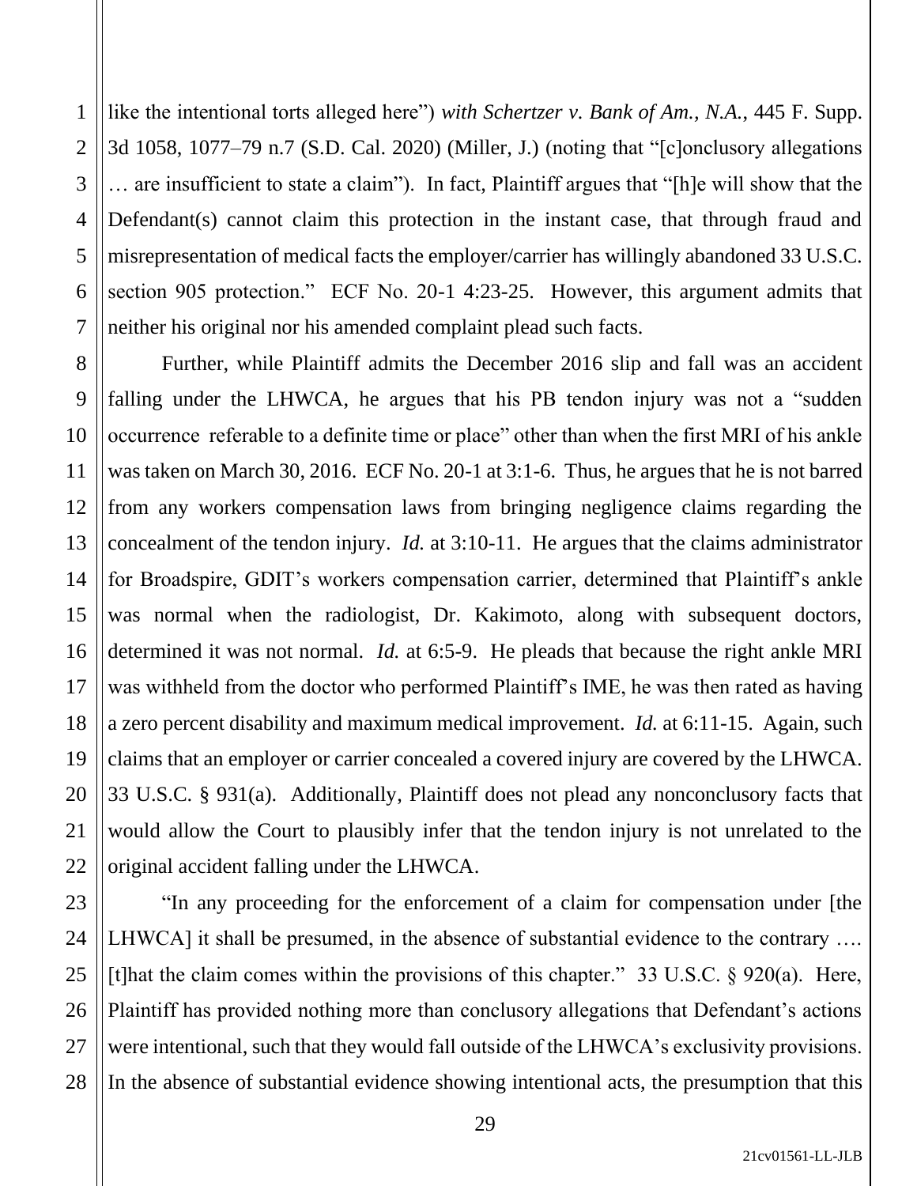like the intentional torts alleged here") *with Schertzer v. Bank of Am., N.A.*, 445 F. Supp. 3d 1058, 1077–79 n.7 (S.D. Cal. 2020) (Miller, J.) (noting that "[c]onclusory allegations … are insufficient to state a claim"). In fact, Plaintiff argues that "[h]e will show that the Defendant(s) cannot claim this protection in the instant case, that through fraud and misrepresentation of medical facts the employer/carrier has willingly abandoned 33 U.S.C. section 905 protection." ECF No. 20-1 4:23-25. However, this argument admits that neither his original nor his amended complaint plead such facts.

Further, while Plaintiff admits the December 2016 slip and fall was an accident falling under the LHWCA, he argues that his PB tendon injury was not a "sudden occurrence referable to a definite time or place" other than when the first MRI of his ankle was taken on March 30, 2016. ECF No. 20-1 at 3:1-6. Thus, he argues that he is not barred from any workers compensation laws from bringing negligence claims regarding the concealment of the tendon injury. *Id.* at 3:10-11. He argues that the claims administrator for Broadspire, GDIT's workers compensation carrier, determined that Plaintiff's ankle was normal when the radiologist, Dr. Kakimoto, along with subsequent doctors, determined it was not normal. *Id.* at 6:5-9. He pleads that because the right ankle MRI was withheld from the doctor who performed Plaintiff's IME, he was then rated as having a zero percent disability and maximum medical improvement. *Id.* at 6:11-15. Again, such claims that an employer or carrier concealed a covered injury are covered by the LHWCA. 33 U.S.C. § 931(a). Additionally, Plaintiff does not plead any nonconclusory facts that would allow the Court to plausibly infer that the tendon injury is not unrelated to the original accident falling under the LHWCA.

"In any proceeding for the enforcement of a claim for compensation under [the LHWCA] it shall be presumed, in the absence of substantial evidence to the contrary …. [t]hat the claim comes within the provisions of this chapter." 33 U.S.C. § 920(a). Here, Plaintiff has provided nothing more than conclusory allegations that Defendant's actions were intentional, such that they would fall outside of the LHWCA's exclusivity provisions. In the absence of substantial evidence showing intentional acts, the presumption that this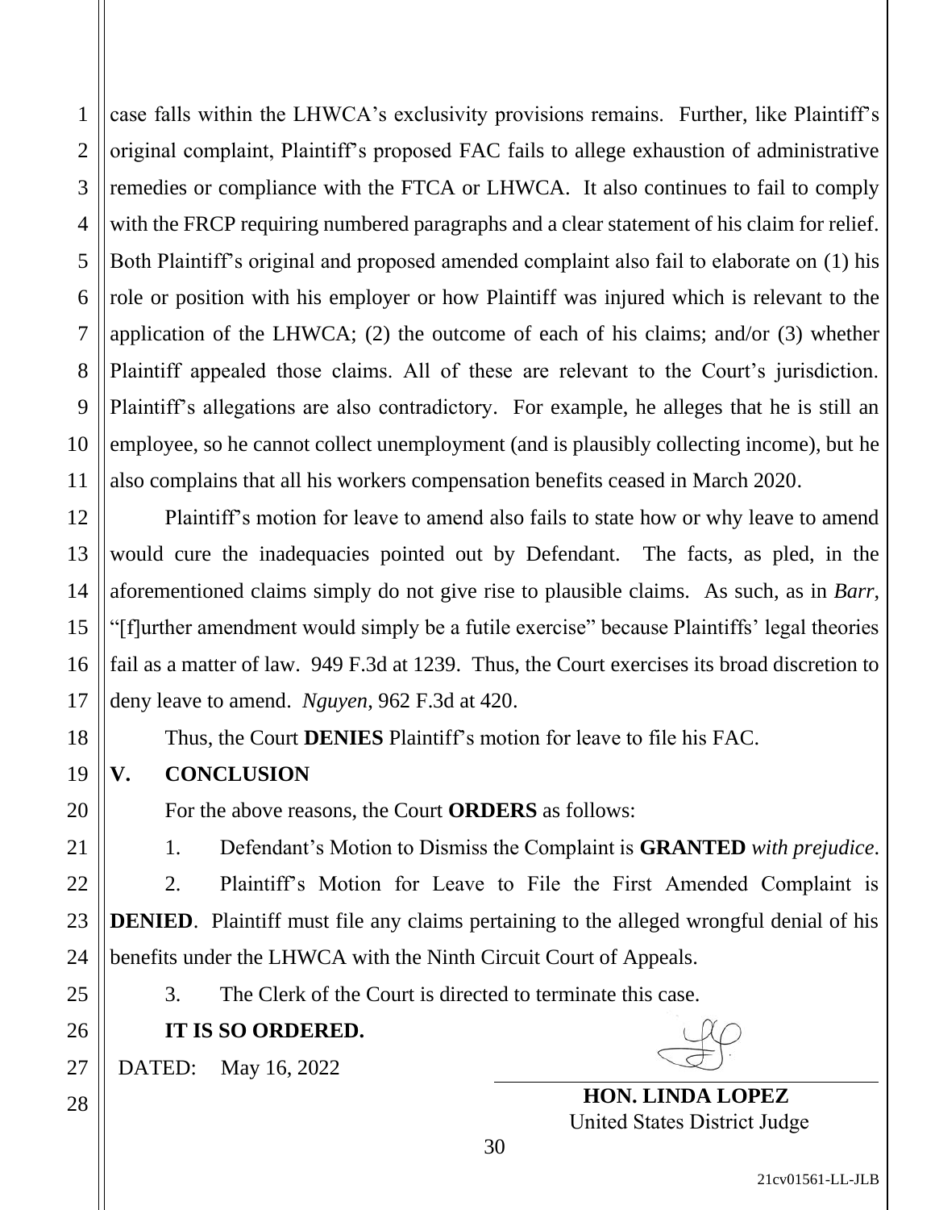case falls within the LHWCA's exclusivity provisions remains. Further, like Plaintiff's original complaint, Plaintiff's proposed FAC fails to allege exhaustion of administrative remedies or compliance with the FTCA or LHWCA. It also continues to fail to comply with the FRCP requiring numbered paragraphs and a clear statement of his claim for relief. Both Plaintiff's original and proposed amended complaint also fail to elaborate on (1) his role or position with his employer or how Plaintiff was injured which is relevant to the application of the LHWCA; (2) the outcome of each of his claims; and/or (3) whether Plaintiff appealed those claims. All of these are relevant to the Court's jurisdiction. Plaintiff's allegations are also contradictory. For example, he alleges that he is still an employee, so he cannot collect unemployment (and is plausibly collecting income), but he also complains that all his workers compensation benefits ceased in March 2020.

Plaintiff's motion for leave to amend also fails to state how or why leave to amend would cure the inadequacies pointed out by Defendant. The facts, as pled, in the aforementioned claims simply do not give rise to plausible claims. As such, as in *Barr*, "[f]urther amendment would simply be a futile exercise" because Plaintiffs' legal theories fail as a matter of law. 949 F.3d at 1239. Thus, the Court exercises its broad discretion to deny leave to amend. *Nguyen*, 962 F.3d at 420.

Thus, the Court **DENIES** Plaintiff's motion for leave to file his FAC.

## V. CONCLUSION

For the above reasons, the Court **ORDERS** as follows:

1. Defendant's Motion to Dismiss the Complaint is **GRANTED** *with prejudice*.

2. Plaintiff's Motion for Leave to File the First Amended Complaint is **DENIED**. Plaintiff must file any claims pertaining to the alleged wrongful denial of his benefits under the LHWCA with the Ninth Circuit Court of Appeals.

3. The Clerk of the Court is directed to terminate this case.

**IT IS SO ORDERED.**

DATED: May 16, 2022

**HON. LINDA LOPEZ**
United States District Judge

21cv01561-LL-JLB